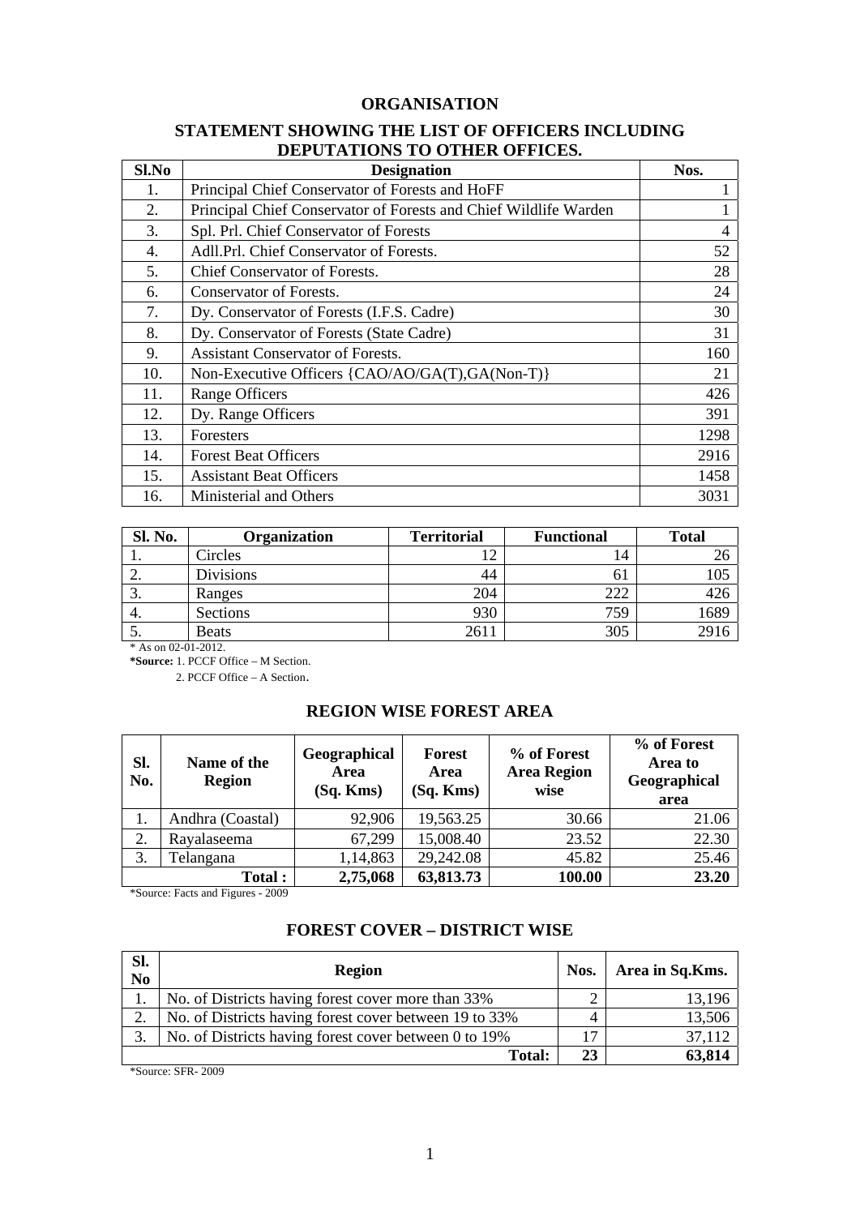# ORGANISATION

## STATEMENT SHOWING THE LIST OF OFFICERS INCLUDING DEPUTATIONS TO OTHER OFFICES.

| Sl.No | Designation | Nos. |
|---|---|---|
| 1. | Principal Chief Conservator of Forests and HoFF | 1 |
| 2. | Principal Chief Conservator of Forests and Chief Wildlife Warden | 1 |
| 3. | Spl. Prl. Chief Conservator of Forests | 4 |
| 4. | Adll.Prl. Chief Conservator of Forests. | 52 |
| 5. | Chief Conservator of Forests. | 28 |
| 6. | Conservator of Forests. | 24 |
| 7. | Dy. Conservator of Forests (I.F.S. Cadre) | 30 |
| 8. | Dy. Conservator of Forests (State Cadre) | 31 |
| 9. | Assistant Conservator of Forests. | 160 |
| 10. | Non-Executive Officers {CAO/AO/GA(T),GA(Non-T)} | 21 |
| 11. | Range Officers | 426 |
| 12. | Dy. Range Officers | 391 |
| 13. | Foresters | 1298 |
| 14. | Forest Beat Officers | 2916 |
| 15. | Assistant Beat Officers | 1458 |
| 16. | Ministerial and Others | 3031 |

| Sl. No. | Organization | Territorial | Functional | Total |
|---|---|---|---|---|
| 1. | Circles | 12 | 14 | 26 |
| 2. | Divisions | 44 | 61 | 105 |
| 3. | Ranges | 204 | 222 | 426 |
| 4. | Sections | 930 | 759 | 1689 |
| 5. | Beats | 2611 | 305 | 2916 |

* As on 02-01-2012.

**\*Source:** 1. PCCF Office – M Section.
2. PCCF Office – A Section.

## REGION WISE FOREST AREA

| Sl. No. | Name of the Region | Geographical Area (Sq. Kms) | Forest Area (Sq. Kms) | % of Forest Area Region wise | % of Forest Area to Geographical area |
|---|---|---|---|---|---|
| 1. | Andhra (Coastal) | 92,906 | 19,563.25 | 30.66 | 21.06 |
| 2. | Rayalaseema | 67,299 | 15,008.40 | 23.52 | 22.30 |
| 3. | Telangana | 1,14,863 | 29,242.08 | 45.82 | 25.46 |
| | **Total :** | **2,75,068** | **63,813.73** | **100.00** | **23.20** |

*Source: Facts and Figures - 2009

## FOREST COVER – DISTRICT WISE

| Sl. No | Region | Nos. | Area in Sq.Kms. |
|---|---|---|---|
| 1. | No. of Districts having forest cover more than 33% | 2 | 13,196 |
| 2. | No. of Districts having forest cover between 19 to 33% | 4 | 13,506 |
| 3. | No. of Districts having forest cover between 0 to 19% | 17 | 37,112 |
| | **Total:** | **23** | **63,814** |

*Source: SFR- 2009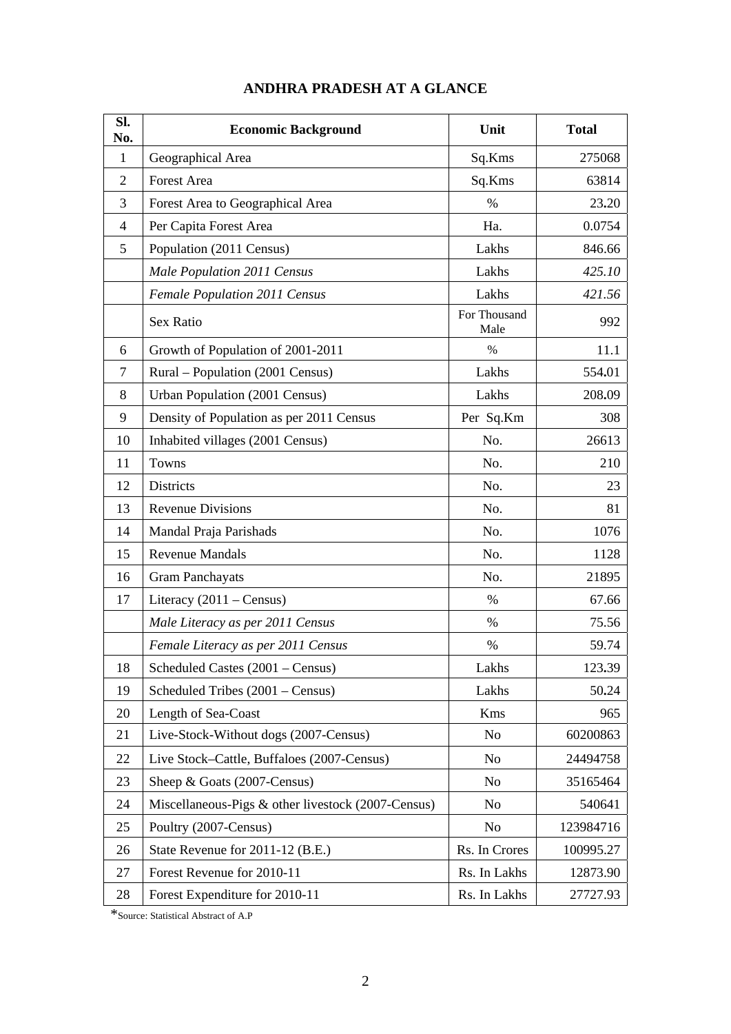# ANDHRA PRADESH AT A GLANCE

| Sl. No. | Economic Background | Unit | Total |
|---|---|---|---|
| 1 | Geographical Area | Sq.Kms | 275068 |
| 2 | Forest Area | Sq.Kms | 63814 |
| 3 | Forest Area to Geographical Area | % | 23.20 |
| 4 | Per Capita Forest Area | Ha. | 0.0754 |
| 5 | Population (2011 Census) | Lakhs | 846.66 |
| | *Male Population 2011 Census* | Lakhs | *425.10* |
| | *Female Population 2011 Census* | Lakhs | *421.56* |
| | Sex Ratio | For Thousand Male | 992 |
| 6 | Growth of Population of 2001-2011 | % | 11.1 |
| 7 | Rural – Population (2001 Census) | Lakhs | 554.01 |
| 8 | Urban Population (2001 Census) | Lakhs | 208.09 |
| 9 | Density of Population as per 2011 Census | Per Sq.Km | 308 |
| 10 | Inhabited villages (2001 Census) | No. | 26613 |
| 11 | Towns | No. | 210 |
| 12 | Districts | No. | 23 |
| 13 | Revenue Divisions | No. | 81 |
| 14 | Mandal Praja Parishads | No. | 1076 |
| 15 | Revenue Mandals | No. | 1128 |
| 16 | Gram Panchayats | No. | 21895 |
| 17 | Literacy (2011 – Census) | % | 67.66 |
| | *Male Literacy as per 2011 Census* | % | 75.56 |
| | *Female Literacy as per 2011 Census* | % | 59.74 |
| 18 | Scheduled Castes (2001 – Census) | Lakhs | 123.39 |
| 19 | Scheduled Tribes (2001 – Census) | Lakhs | 50.24 |
| 20 | Length of Sea-Coast | Kms | 965 |
| 21 | Live-Stock-Without dogs (2007-Census) | No | 60200863 |
| 22 | Live Stock–Cattle, Buffaloes (2007-Census) | No | 24494758 |
| 23 | Sheep & Goats (2007-Census) | No | 35165464 |
| 24 | Miscellaneous-Pigs & other livestock (2007-Census) | No | 540641 |
| 25 | Poultry (2007-Census) | No | 123984716 |
| 26 | State Revenue for 2011-12 (B.E.) | Rs. In Crores | 100995.27 |
| 27 | Forest Revenue for 2010-11 | Rs. In Lakhs | 12873.90 |
| 28 | Forest Expenditure for 2010-11 | Rs. In Lakhs | 27727.93 |

*Source: Statistical Abstract of A.P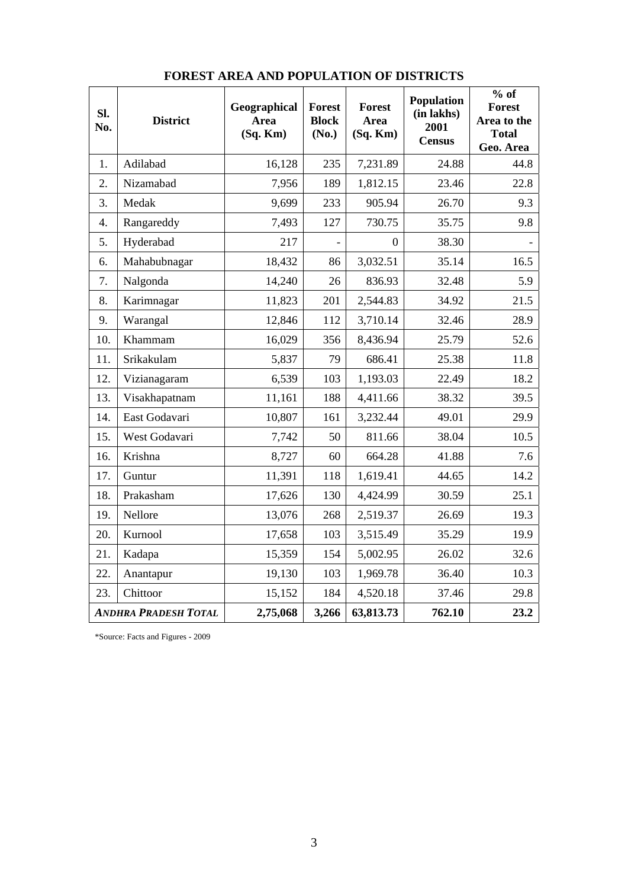## FOREST AREA AND POPULATION OF DISTRICTS

| Sl. No. | District | Geographical Area (Sq. Km) | Forest Block (No.) | Forest Area (Sq. Km) | Population (in lakhs) 2001 Census | % of Forest Area to the Total Geo. Area |
|---|---|---|---|---|---|---|
| 1. | Adilabad | 16,128 | 235 | 7,231.89 | 24.88 | 44.8 |
| 2. | Nizamabad | 7,956 | 189 | 1,812.15 | 23.46 | 22.8 |
| 3. | Medak | 9,699 | 233 | 905.94 | 26.70 | 9.3 |
| 4. | Rangareddy | 7,493 | 127 | 730.75 | 35.75 | 9.8 |
| 5. | Hyderabad | 217 | - | 0 | 38.30 | - |
| 6. | Mahabubnagar | 18,432 | 86 | 3,032.51 | 35.14 | 16.5 |
| 7. | Nalgonda | 14,240 | 26 | 836.93 | 32.48 | 5.9 |
| 8. | Karimnagar | 11,823 | 201 | 2,544.83 | 34.92 | 21.5 |
| 9. | Warangal | 12,846 | 112 | 3,710.14 | 32.46 | 28.9 |
| 10. | Khammam | 16,029 | 356 | 8,436.94 | 25.79 | 52.6 |
| 11. | Srikakulam | 5,837 | 79 | 686.41 | 25.38 | 11.8 |
| 12. | Vizianagaram | 6,539 | 103 | 1,193.03 | 22.49 | 18.2 |
| 13. | Visakhapatnam | 11,161 | 188 | 4,411.66 | 38.32 | 39.5 |
| 14. | East Godavari | 10,807 | 161 | 3,232.44 | 49.01 | 29.9 |
| 15. | West Godavari | 7,742 | 50 | 811.66 | 38.04 | 10.5 |
| 16. | Krishna | 8,727 | 60 | 664.28 | 41.88 | 7.6 |
| 17. | Guntur | 11,391 | 118 | 1,619.41 | 44.65 | 14.2 |
| 18. | Prakasham | 17,626 | 130 | 4,424.99 | 30.59 | 25.1 |
| 19. | Nellore | 13,076 | 268 | 2,519.37 | 26.69 | 19.3 |
| 20. | Kurnool | 17,658 | 103 | 3,515.49 | 35.29 | 19.9 |
| 21. | Kadapa | 15,359 | 154 | 5,002.95 | 26.02 | 32.6 |
| 22. | Anantapur | 19,130 | 103 | 1,969.78 | 36.40 | 10.3 |
| 23. | Chittoor | 15,152 | 184 | 4,520.18 | 37.46 | 29.8 |
| ***ANDHRA PRADESH TOTAL*** | | **2,75,068** | **3,266** | **63,813.73** | **762.10** | **23.2** |

*Source: Facts and Figures - 2009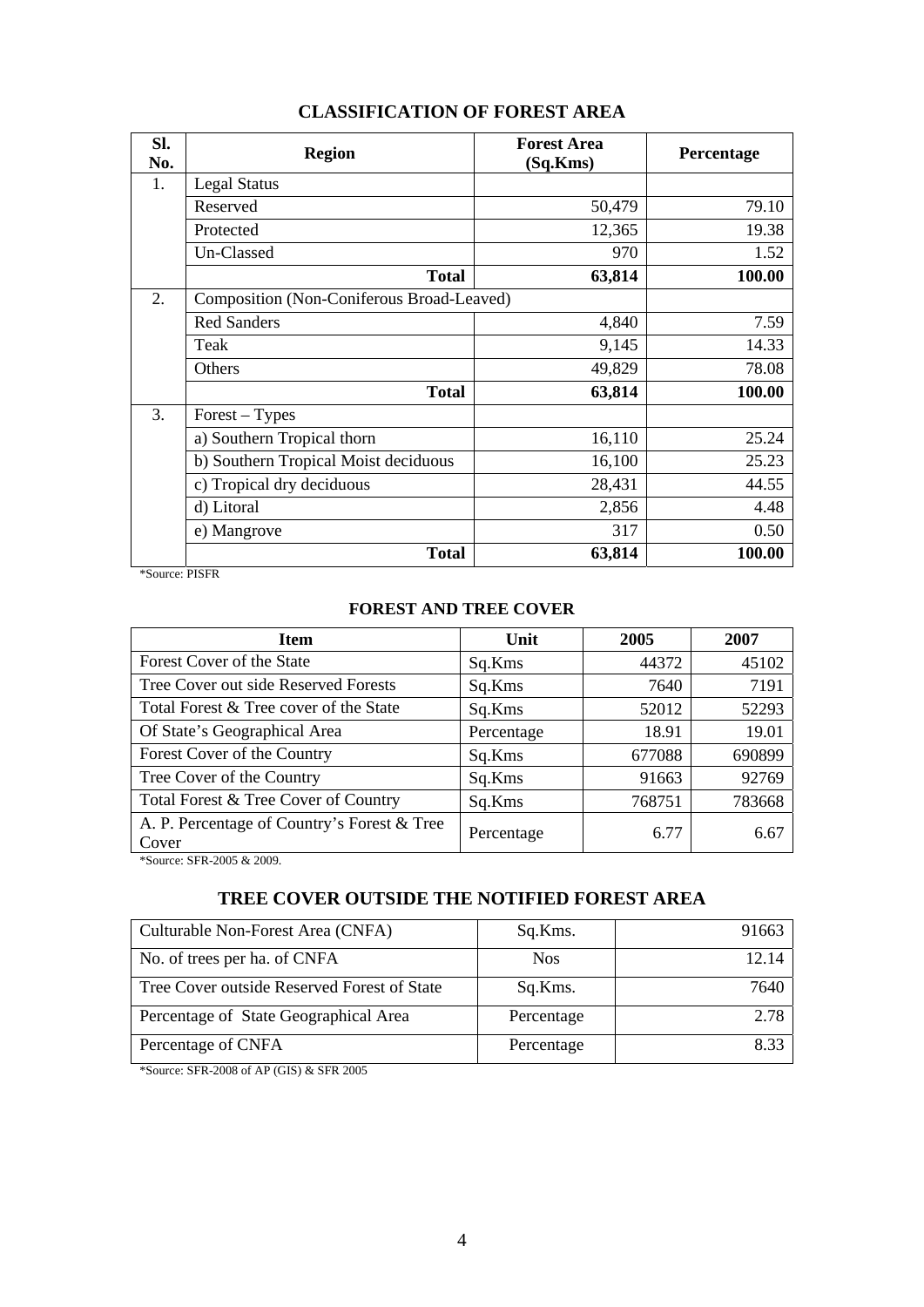## CLASSIFICATION OF FOREST AREA

| Sl. No. | Region | Forest Area (Sq.Kms) | Percentage |
|---|---|---|---|
| 1. | Legal Status | | |
| | Reserved | 50,479 | 79.10 |
| | Protected | 12,365 | 19.38 |
| | Un-Classed | 970 | 1.52 |
| | **Total** | **63,814** | **100.00** |
| 2. | Composition (Non-Coniferous Broad-Leaved) | | |
| | Red Sanders | 4,840 | 7.59 |
| | Teak | 9,145 | 14.33 |
| | Others | 49,829 | 78.08 |
| | **Total** | **63,814** | **100.00** |
| 3. | Forest – Types | | |
| | a) Southern Tropical thorn | 16,110 | 25.24 |
| | b) Southern Tropical Moist deciduous | 16,100 | 25.23 |
| | c) Tropical dry deciduous | 28,431 | 44.55 |
| | d) Litoral | 2,856 | 4.48 |
| | e) Mangrove | 317 | 0.50 |
| | **Total** | **63,814** | **100.00** |

*Source: PISFR

## FOREST AND TREE COVER

| Item | Unit | 2005 | 2007 |
|---|---|---|---|
| Forest Cover of the State | Sq.Kms | 44372 | 45102 |
| Tree Cover out side Reserved Forests | Sq.Kms | 7640 | 7191 |
| Total Forest & Tree cover of the State | Sq.Kms | 52012 | 52293 |
| Of State's Geographical Area | Percentage | 18.91 | 19.01 |
| Forest Cover of the Country | Sq.Kms | 677088 | 690899 |
| Tree Cover of the Country | Sq.Kms | 91663 | 92769 |
| Total Forest & Tree Cover of Country | Sq.Kms | 768751 | 783668 |
| A. P. Percentage of Country's Forest & Tree Cover | Percentage | 6.77 | 6.67 |

*Source: SFR-2005 & 2009.

## TREE COVER OUTSIDE THE NOTIFIED FOREST AREA

| Culturable Non-Forest Area (CNFA) | Sq.Kms. | 91663 |
|---|---|---|
| No. of trees per ha. of CNFA | Nos | 12.14 |
| Tree Cover outside Reserved Forest of State | Sq.Kms. | 7640 |
| Percentage of State Geographical Area | Percentage | 2.78 |
| Percentage of CNFA | Percentage | 8.33 |

*Source: SFR-2008 of AP (GIS) & SFR 2005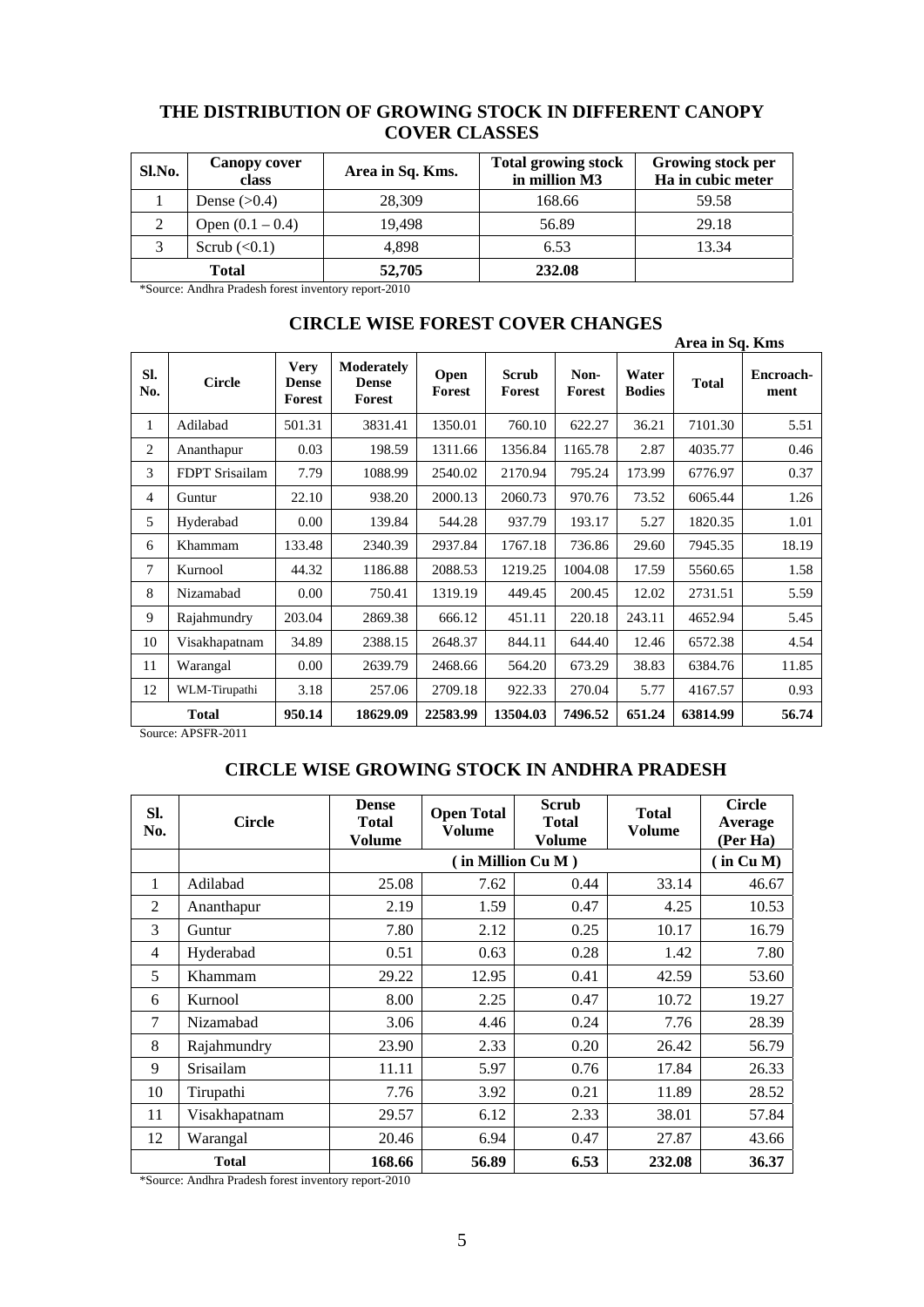## THE DISTRIBUTION OF GROWING STOCK IN DIFFERENT CANOPY COVER CLASSES

| Sl.No. | Canopy cover class | Area in Sq. Kms. | Total growing stock in million M3 | Growing stock per Ha in cubic meter |
|---|---|---|---|---|
| 1 | Dense (>0.4) | 28,309 | 168.66 | 59.58 |
| 2 | Open (0.1 – 0.4) | 19,498 | 56.89 | 29.18 |
| 3 | Scrub (<0.1) | 4,898 | 6.53 | 13.34 |
| **Total** | | **52,705** | **232.08** | |

*Source: Andhra Pradesh forest inventory report-2010

## CIRCLE WISE FOREST COVER CHANGES

**Area in Sq. Kms**

| Sl. No. | Circle | Very Dense Forest | Moderately Dense Forest | Open Forest | Scrub Forest | Non-Forest | Water Bodies | Total | Encroach-ment |
|---|---|---|---|---|---|---|---|---|---|
| 1 | Adilabad | 501.31 | 3831.41 | 1350.01 | 760.10 | 622.27 | 36.21 | 7101.30 | 5.51 |
| 2 | Ananthapur | 0.03 | 198.59 | 1311.66 | 1356.84 | 1165.78 | 2.87 | 4035.77 | 0.46 |
| 3 | FDPT Srisailam | 7.79 | 1088.99 | 2540.02 | 2170.94 | 795.24 | 173.99 | 6776.97 | 0.37 |
| 4 | Guntur | 22.10 | 938.20 | 2000.13 | 2060.73 | 970.76 | 73.52 | 6065.44 | 1.26 |
| 5 | Hyderabad | 0.00 | 139.84 | 544.28 | 937.79 | 193.17 | 5.27 | 1820.35 | 1.01 |
| 6 | Khammam | 133.48 | 2340.39 | 2937.84 | 1767.18 | 736.86 | 29.60 | 7945.35 | 18.19 |
| 7 | Kurnool | 44.32 | 1186.88 | 2088.53 | 1219.25 | 1004.08 | 17.59 | 5560.65 | 1.58 |
| 8 | Nizamabad | 0.00 | 750.41 | 1319.19 | 449.45 | 200.45 | 12.02 | 2731.51 | 5.59 |
| 9 | Rajahmundry | 203.04 | 2869.38 | 666.12 | 451.11 | 220.18 | 243.11 | 4652.94 | 5.45 |
| 10 | Visakhapatnam | 34.89 | 2388.15 | 2648.37 | 844.11 | 644.40 | 12.46 | 6572.38 | 4.54 |
| 11 | Warangal | 0.00 | 2639.79 | 2468.66 | 564.20 | 673.29 | 38.83 | 6384.76 | 11.85 |
| 12 | WLM-Tirupathi | 3.18 | 257.06 | 2709.18 | 922.33 | 270.04 | 5.77 | 4167.57 | 0.93 |
| **Total** | | **950.14** | **18629.09** | **22583.99** | **13504.03** | **7496.52** | **651.24** | **63814.99** | **56.74** |

Source: APSFR-2011

## CIRCLE WISE GROWING STOCK IN ANDHRA PRADESH

| Sl. No. | Circle | Dense Total Volume | Open Total Volume | Scrub Total Volume | Total Volume | Circle Average (Per Ha) |
|---|---|---|---|---|---|---|
| | | ( in Million Cu M ) | | | | ( in Cu M) |
| 1 | Adilabad | 25.08 | 7.62 | 0.44 | 33.14 | 46.67 |
| 2 | Ananthapur | 2.19 | 1.59 | 0.47 | 4.25 | 10.53 |
| 3 | Guntur | 7.80 | 2.12 | 0.25 | 10.17 | 16.79 |
| 4 | Hyderabad | 0.51 | 0.63 | 0.28 | 1.42 | 7.80 |
| 5 | Khammam | 29.22 | 12.95 | 0.41 | 42.59 | 53.60 |
| 6 | Kurnool | 8.00 | 2.25 | 0.47 | 10.72 | 19.27 |
| 7 | Nizamabad | 3.06 | 4.46 | 0.24 | 7.76 | 28.39 |
| 8 | Rajahmundry | 23.90 | 2.33 | 0.20 | 26.42 | 56.79 |
| 9 | Srisailam | 11.11 | 5.97 | 0.76 | 17.84 | 26.33 |
| 10 | Tirupathi | 7.76 | 3.92 | 0.21 | 11.89 | 28.52 |
| 11 | Visakhapatnam | 29.57 | 6.12 | 2.33 | 38.01 | 57.84 |
| 12 | Warangal | 20.46 | 6.94 | 0.47 | 27.87 | 43.66 |
| **Total** | | **168.66** | **56.89** | **6.53** | **232.08** | **36.37** |

*Source: Andhra Pradesh forest inventory report-2010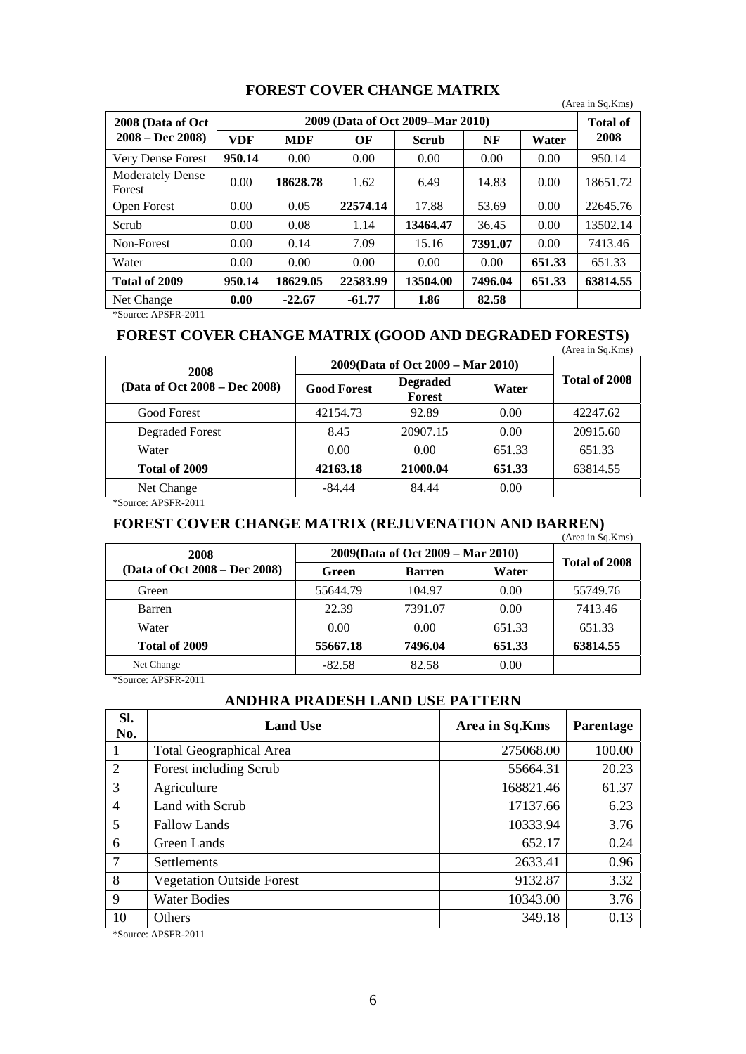## FOREST COVER CHANGE MATRIX

(Area in Sq.Kms)

| 2008 (Data of Oct 2008 – Dec 2008) | 2009 (Data of Oct 2009–Mar 2010) | | | | | | Total of 2008 |
|---|---|---|---|---|---|---|---|
| | VDF | MDF | OF | Scrub | NF | Water | |
| Very Dense Forest | **950.14** | 0.00 | 0.00 | 0.00 | 0.00 | 0.00 | 950.14 |
| Moderately Dense Forest | 0.00 | **18628.78** | 1.62 | 6.49 | 14.83 | 0.00 | 18651.72 |
| Open Forest | 0.00 | 0.05 | **22574.14** | 17.88 | 53.69 | 0.00 | 22645.76 |
| Scrub | 0.00 | 0.08 | 1.14 | **13464.47** | 36.45 | 0.00 | 13502.14 |
| Non-Forest | 0.00 | 0.14 | 7.09 | 15.16 | **7391.07** | 0.00 | 7413.46 |
| Water | 0.00 | 0.00 | 0.00 | 0.00 | 0.00 | **651.33** | 651.33 |
| **Total of 2009** | **950.14** | **18629.05** | **22583.99** | **13504.00** | **7496.04** | **651.33** | **63814.55** |
| Net Change | **0.00** | **-22.67** | **-61.77** | **1.86** | **82.58** | | |

*Source: APSFR-2011

## FOREST COVER CHANGE MATRIX (GOOD AND DEGRADED FORESTS)

(Area in Sq.Kms)

| 2008 (Data of Oct 2008 – Dec 2008) | 2009(Data of Oct 2009 – Mar 2010) | | | Total of 2008 |
|---|---|---|---|---|
| | Good Forest | Degraded Forest | Water | |
| Good Forest | 42154.73 | 92.89 | 0.00 | 42247.62 |
| Degraded Forest | 8.45 | 20907.15 | 0.00 | 20915.60 |
| Water | 0.00 | 0.00 | 651.33 | 651.33 |
| **Total of 2009** | **42163.18** | **21000.04** | **651.33** | 63814.55 |
| Net Change | -84.44 | 84.44 | 0.00 | |

*Source: APSFR-2011

## FOREST COVER CHANGE MATRIX (REJUVENATION AND BARREN)

(Area in Sq.Kms)

| 2008 (Data of Oct 2008 – Dec 2008) | 2009(Data of Oct 2009 – Mar 2010) | | | Total of 2008 |
|---|---|---|---|---|
| | Green | Barren | Water | |
| Green | 55644.79 | 104.97 | 0.00 | 55749.76 |
| Barren | 22.39 | 7391.07 | 0.00 | 7413.46 |
| Water | 0.00 | 0.00 | 651.33 | 651.33 |
| **Total of 2009** | **55667.18** | **7496.04** | **651.33** | **63814.55** |
| Net Change | -82.58 | 82.58 | 0.00 | |

*Source: APSFR-2011

## ANDHRA PRADESH LAND USE PATTERN

| Sl. No. | Land Use | Area in Sq.Kms | Parentage |
|---|---|---|---|
| 1 | Total Geographical Area | 275068.00 | 100.00 |
| 2 | Forest including Scrub | 55664.31 | 20.23 |
| 3 | Agriculture | 168821.46 | 61.37 |
| 4 | Land with Scrub | 17137.66 | 6.23 |
| 5 | Fallow Lands | 10333.94 | 3.76 |
| 6 | Green Lands | 652.17 | 0.24 |
| 7 | Settlements | 2633.41 | 0.96 |
| 8 | Vegetation Outside Forest | 9132.87 | 3.32 |
| 9 | Water Bodies | 10343.00 | 3.76 |
| 10 | Others | 349.18 | 0.13 |

*Source: APSFR-2011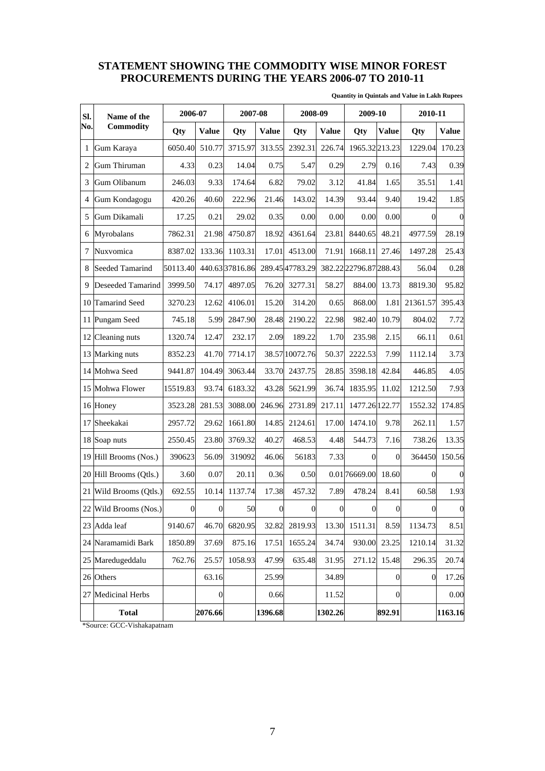## STATEMENT SHOWING THE COMMODITY WISE MINOR FOREST PROCUREMENTS DURING THE YEARS 2006-07 TO 2010-11

**Quantity in Quintals and Value in Lakh Rupees**

| Sl. No. | Name of the Commodity | 2006-07 | | 2007-08 | | 2008-09 | | 2009-10 | | 2010-11 | |
|---|---|---|---|---|---|---|---|---|---|---|---|
| | | Qty | Value | Qty | Value | Qty | Value | Qty | Value | Qty | Value |
| 1 | Gum Karaya | 6050.40 | 510.77 | 3715.97 | 313.55 | 2392.31 | 226.74 | 1965.32 | 213.23 | 1229.04 | 170.23 |
| 2 | Gum Thiruman | 4.33 | 0.23 | 14.04 | 0.75 | 5.47 | 0.29 | 2.79 | 0.16 | 7.43 | 0.39 |
| 3 | Gum Olibanum | 246.03 | 9.33 | 174.64 | 6.82 | 79.02 | 3.12 | 41.84 | 1.65 | 35.51 | 1.41 |
| 4 | Gum Kondagogu | 420.26 | 40.60 | 222.96 | 21.46 | 143.02 | 14.39 | 93.44 | 9.40 | 19.42 | 1.85 |
| 5 | Gum Dikamali | 17.25 | 0.21 | 29.02 | 0.35 | 0.00 | 0.00 | 0.00 | 0.00 | 0 | 0 |
| 6 | Myrobalans | 7862.31 | 21.98 | 4750.87 | 18.92 | 4361.64 | 23.81 | 8440.65 | 48.21 | 4977.59 | 28.19 |
| 7 | Nuxvomica | 8387.02 | 133.36 | 1103.31 | 17.01 | 4513.00 | 71.91 | 1668.11 | 27.46 | 1497.28 | 25.43 |
| 8 | Seeded Tamarind | 50113.40 | 440.63 | 37816.86 | 289.45 | 47783.29 | 382.22 | 22796.87 | 288.43 | 56.04 | 0.28 |
| 9 | Deseeded Tamarind | 3999.50 | 74.17 | 4897.05 | 76.20 | 3277.31 | 58.27 | 884.00 | 13.73 | 8819.30 | 95.82 |
| 10 | Tamarind Seed | 3270.23 | 12.62 | 4106.01 | 15.20 | 314.20 | 0.65 | 868.00 | 1.81 | 21361.57 | 395.43 |
| 11 | Pungam Seed | 745.18 | 5.99 | 2847.90 | 28.48 | 2190.22 | 22.98 | 982.40 | 10.79 | 804.02 | 7.72 |
| 12 | Cleaning nuts | 1320.74 | 12.47 | 232.17 | 2.09 | 189.22 | 1.70 | 235.98 | 2.15 | 66.11 | 0.61 |
| 13 | Marking nuts | 8352.23 | 41.70 | 7714.17 | 38.57 | 10072.76 | 50.37 | 2222.53 | 7.99 | 1112.14 | 3.73 |
| 14 | Mohwa Seed | 9441.87 | 104.49 | 3063.44 | 33.70 | 2437.75 | 28.85 | 3598.18 | 42.84 | 446.85 | 4.05 |
| 15 | Mohwa Flower | 15519.83 | 93.74 | 6183.32 | 43.28 | 5621.99 | 36.74 | 1835.95 | 11.02 | 1212.50 | 7.93 |
| 16 | Honey | 3523.28 | 281.53 | 3088.00 | 246.96 | 2731.89 | 217.11 | 1477.26 | 122.77 | 1552.32 | 174.85 |
| 17 | Sheekakai | 2957.72 | 29.62 | 1661.80 | 14.85 | 2124.61 | 17.00 | 1474.10 | 9.78 | 262.11 | 1.57 |
| 18 | Soap nuts | 2550.45 | 23.80 | 3769.32 | 40.27 | 468.53 | 4.48 | 544.73 | 7.16 | 738.26 | 13.35 |
| 19 | Hill Brooms (Nos.) | 390623 | 56.09 | 319092 | 46.06 | 56183 | 7.33 | 0 | 0 | 364450 | 150.56 |
| 20 | Hill Brooms (Qtls.) | 3.60 | 0.07 | 20.11 | 0.36 | 0.50 | 0.01 | 76669.00 | 18.60 | 0 | 0 |
| 21 | Wild Brooms (Qtls.) | 692.55 | 10.14 | 1137.74 | 17.38 | 457.32 | 7.89 | 478.24 | 8.41 | 60.58 | 1.93 |
| 22 | Wild Brooms (Nos.) | 0 | 0 | 50 | 0 | 0 | 0 | 0 | 0 | 0 | 0 |
| 23 | Adda leaf | 9140.67 | 46.70 | 6820.95 | 32.82 | 2819.93 | 13.30 | 1511.31 | 8.59 | 1134.73 | 8.51 |
| 24 | Naramamidi Bark | 1850.89 | 37.69 | 875.16 | 17.51 | 1655.24 | 34.74 | 930.00 | 23.25 | 1210.14 | 31.32 |
| 25 | Maredugeddalu | 762.76 | 25.57 | 1058.93 | 47.99 | 635.48 | 31.95 | 271.12 | 15.48 | 296.35 | 20.74 |
| 26 | Others | | 63.16 | | 25.99 | | 34.89 | | 0 | 0 | 17.26 |
| 27 | Medicinal Herbs | | 0 | | 0.66 | | 11.52 | | 0 | | 0.00 |
| | **Total** | | **2076.66** | | **1396.68** | | **1302.26** | | **892.91** | | **1163.16** |

*Source: GCC-Vishakapatnam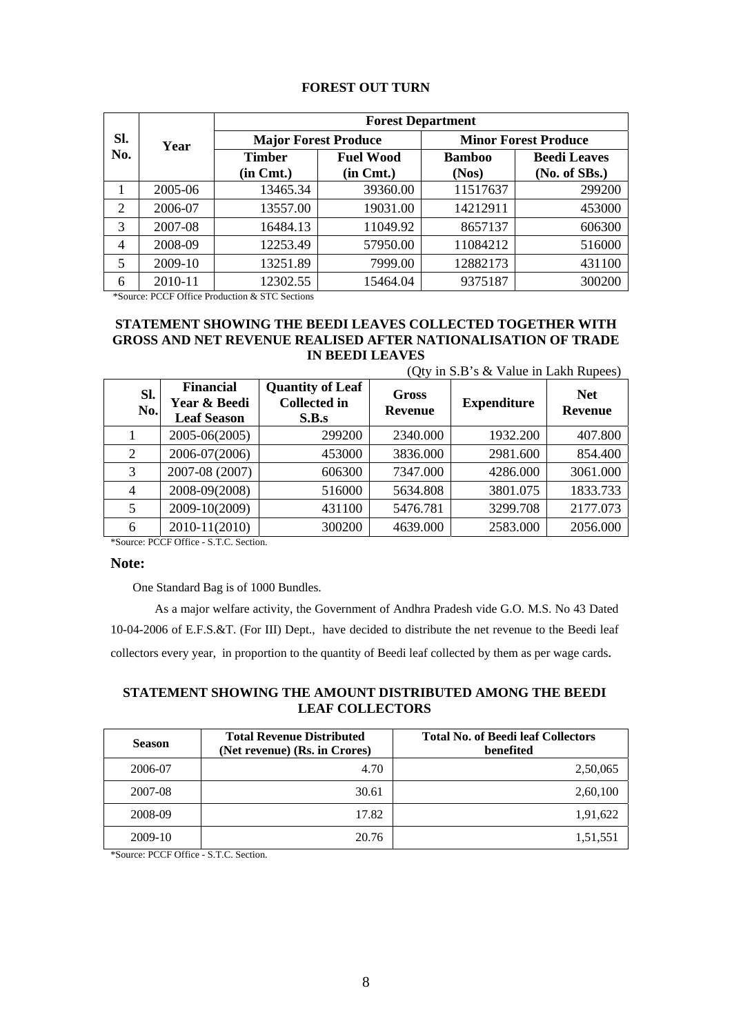## FOREST OUT TURN

| Sl. No. | Year | Forest Department | | | |
|---|---|---|---|---|---|
| | | Major Forest Produce | | Minor Forest Produce | |
| | | Timber (in Cmt.) | Fuel Wood (in Cmt.) | Bamboo (Nos) | Beedi Leaves (No. of SBs.) |
| 1 | 2005-06 | 13465.34 | 39360.00 | 11517637 | 299200 |
| 2 | 2006-07 | 13557.00 | 19031.00 | 14212911 | 453000 |
| 3 | 2007-08 | 16484.13 | 11049.92 | 8657137 | 606300 |
| 4 | 2008-09 | 12253.49 | 57950.00 | 11084212 | 516000 |
| 5 | 2009-10 | 13251.89 | 7999.00 | 12882173 | 431100 |
| 6 | 2010-11 | 12302.55 | 15464.04 | 9375187 | 300200 |

*Source: PCCF Office Production & STC Sections

## STATEMENT SHOWING THE BEEDI LEAVES COLLECTED TOGETHER WITH GROSS AND NET REVENUE REALISED AFTER NATIONALISATION OF TRADE IN BEEDI LEAVES

(Qty in S.B's & Value in Lakh Rupees)

| Sl. No. | Financial Year & Beedi Leaf Season | Quantity of Leaf Collected in S.B.s | Gross Revenue | Expenditure | Net Revenue |
|---|---|---|---|---|---|
| 1 | 2005-06(2005) | 299200 | 2340.000 | 1932.200 | 407.800 |
| 2 | 2006-07(2006) | 453000 | 3836.000 | 2981.600 | 854.400 |
| 3 | 2007-08 (2007) | 606300 | 7347.000 | 4286.000 | 3061.000 |
| 4 | 2008-09(2008) | 516000 | 5634.808 | 3801.075 | 1833.733 |
| 5 | 2009-10(2009) | 431100 | 5476.781 | 3299.708 | 2177.073 |
| 6 | 2010-11(2010) | 300200 | 4639.000 | 2583.000 | 2056.000 |

*Source: PCCF Office - S.T.C. Section.

**Note:**

One Standard Bag is of 1000 Bundles.

As a major welfare activity, the Government of Andhra Pradesh vide G.O. M.S. No 43 Dated 10-04-2006 of E.F.S.&T. (For III) Dept., have decided to distribute the net revenue to the Beedi leaf collectors every year, in proportion to the quantity of Beedi leaf collected by them as per wage cards.

## STATEMENT SHOWING THE AMOUNT DISTRIBUTED AMONG THE BEEDI LEAF COLLECTORS

| Season | Total Revenue Distributed (Net revenue) (Rs. in Crores) | Total No. of Beedi leaf Collectors benefited |
|---|---|---|
| 2006-07 | 4.70 | 2,50,065 |
| 2007-08 | 30.61 | 2,60,100 |
| 2008-09 | 17.82 | 1,91,622 |
| 2009-10 | 20.76 | 1,51,551 |

*Source: PCCF Office - S.T.C. Section.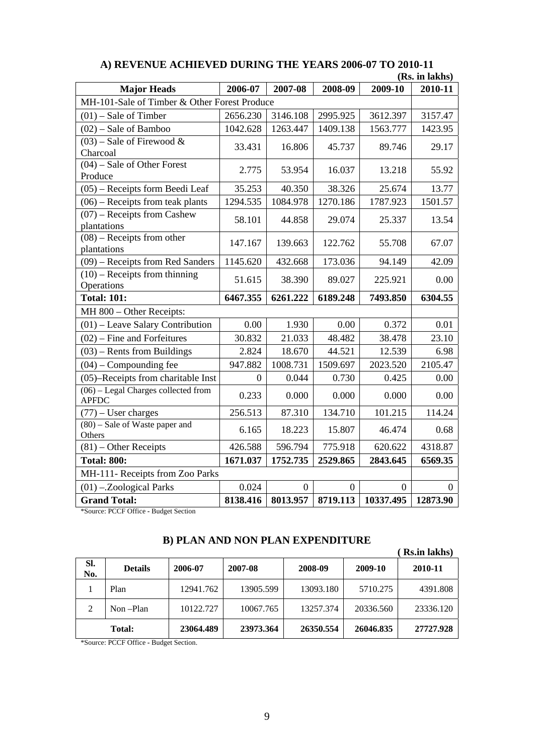## A) REVENUE ACHIEVED DURING THE YEARS 2006-07 TO 2010-11

**(Rs. in lakhs)**

| Major Heads | 2006-07 | 2007-08 | 2008-09 | 2009-10 | 2010-11 |
|---|---|---|---|---|---|
| MH-101-Sale of Timber & Other Forest Produce | | | | | |
| (01) – Sale of Timber | 2656.230 | 3146.108 | 2995.925 | 3612.397 | 3157.47 |
| (02) – Sale of Bamboo | 1042.628 | 1263.447 | 1409.138 | 1563.777 | 1423.95 |
| (03) – Sale of Firewood & Charcoal | 33.431 | 16.806 | 45.737 | 89.746 | 29.17 |
| (04) – Sale of Other Forest Produce | 2.775 | 53.954 | 16.037 | 13.218 | 55.92 |
| (05) – Receipts form Beedi Leaf | 35.253 | 40.350 | 38.326 | 25.674 | 13.77 |
| (06) – Receipts from teak plants | 1294.535 | 1084.978 | 1270.186 | 1787.923 | 1501.57 |
| (07) – Receipts from Cashew plantations | 58.101 | 44.858 | 29.074 | 25.337 | 13.54 |
| (08) – Receipts from other plantations | 147.167 | 139.663 | 122.762 | 55.708 | 67.07 |
| (09) – Receipts from Red Sanders | 1145.620 | 432.668 | 173.036 | 94.149 | 42.09 |
| (10) – Receipts from thinning Operations | 51.615 | 38.390 | 89.027 | 225.921 | 0.00 |
| **Total: 101:** | **6467.355** | **6261.222** | **6189.248** | **7493.850** | **6304.55** |
| MH 800 – Other Receipts: | | | | | |
| (01) – Leave Salary Contribution | 0.00 | 1.930 | 0.00 | 0.372 | 0.01 |
| (02) – Fine and Forfeitures | 30.832 | 21.033 | 48.482 | 38.478 | 23.10 |
| (03) – Rents from Buildings | 2.824 | 18.670 | 44.521 | 12.539 | 6.98 |
| (04) – Compounding fee | 947.882 | 1008.731 | 1509.697 | 2023.520 | 2105.47 |
| (05)–Receipts from charitable Inst | 0 | 0.044 | 0.730 | 0.425 | 0.00 |
| (06) – Legal Charges collected from APFDC | 0.233 | 0.000 | 0.000 | 0.000 | 0.00 |
| (77) – User charges | 256.513 | 87.310 | 134.710 | 101.215 | 114.24 |
| (80) – Sale of Waste paper and Others | 6.165 | 18.223 | 15.807 | 46.474 | 0.68 |
| (81) – Other Receipts | 426.588 | 596.794 | 775.918 | 620.622 | 4318.87 |
| **Total: 800:** | **1671.037** | **1752.735** | **2529.865** | **2843.645** | **6569.35** |
| MH-111- Receipts from Zoo Parks | | | | | |
| (01) –.Zoological Parks | 0.024 | 0 | 0 | 0 | 0 |
| **Grand Total:** | **8138.416** | **8013.957** | **8719.113** | **10337.495** | **12873.90** |

*Source: PCCF Office - Budget Section

## B) PLAN AND NON PLAN EXPENDITURE

**( Rs.in lakhs)**

| Sl. No. | Details | 2006-07 | 2007-08 | 2008-09 | 2009-10 | 2010-11 |
|---|---|---|---|---|---|---|
| 1 | Plan | 12941.762 | 13905.599 | 13093.180 | 5710.275 | 4391.808 |
| 2 | Non –Plan | 10122.727 | 10067.765 | 13257.374 | 20336.560 | 23336.120 |
| **Total:** | | **23064.489** | **23973.364** | **26350.554** | **26046.835** | **27727.928** |

*Source: PCCF Office - Budget Section.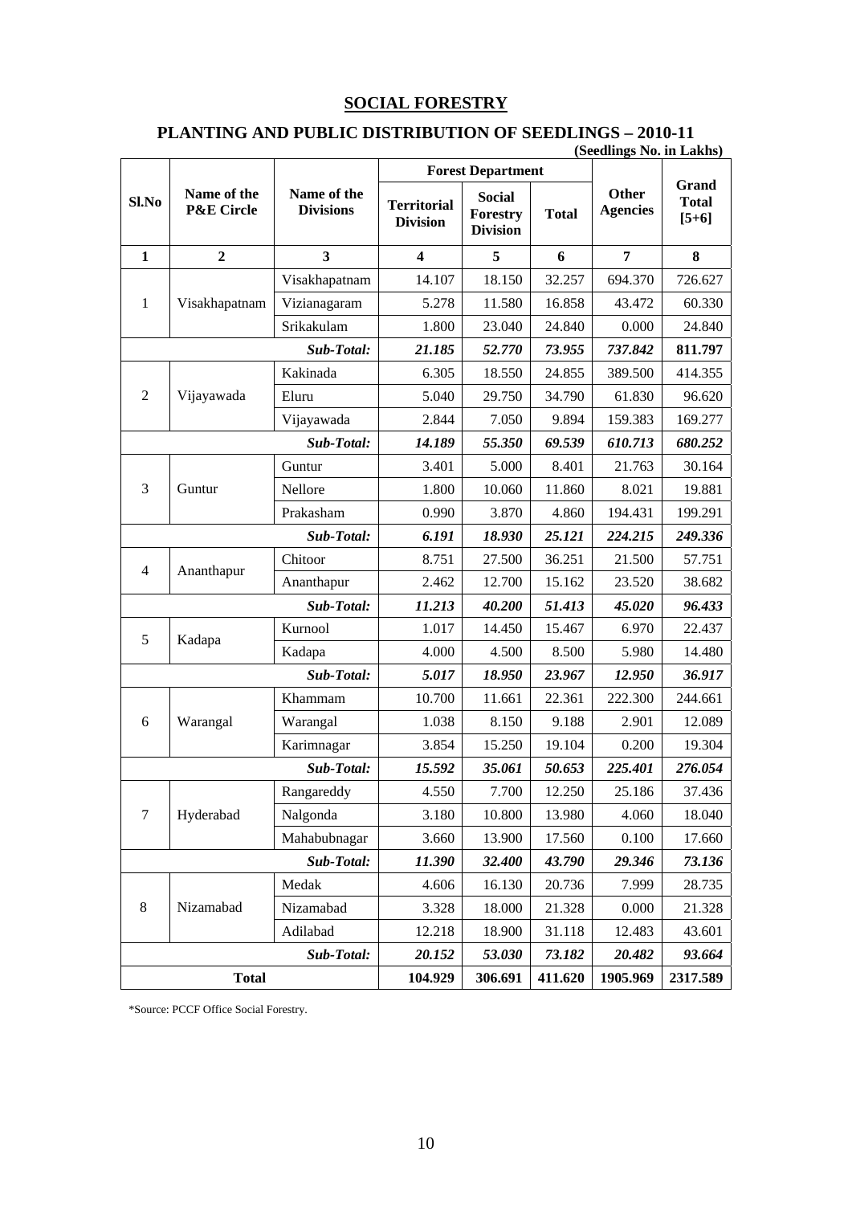## SOCIAL FORESTRY

### PLANTING AND PUBLIC DISTRIBUTION OF SEEDLINGS – 2010-11

**(Seedlings No. in Lakhs)**

| Sl.No | Name of the P&E Circle | Name of the Divisions | Forest Department | | | Other Agencies | Grand Total [5+6] |
|---|---|---|---|---|---|---|---|
| | | | Territorial Division | Social Forestry Division | Total | | |
| 1 | 2 | 3 | 4 | 5 | 6 | 7 | 8 |
| 1 | Visakhapatnam | Visakhapatnam | 14.107 | 18.150 | 32.257 | 694.370 | 726.627 |
| | | Vizianagaram | 5.278 | 11.580 | 16.858 | 43.472 | 60.330 |
| | | Srikakulam | 1.800 | 23.040 | 24.840 | 0.000 | 24.840 |
| | | ***Sub-Total:*** | ***21.185*** | ***52.770*** | ***73.955*** | ***737.842*** | ***811.797*** |
| 2 | Vijayawada | Kakinada | 6.305 | 18.550 | 24.855 | 389.500 | 414.355 |
| | | Eluru | 5.040 | 29.750 | 34.790 | 61.830 | 96.620 |
| | | Vijayawada | 2.844 | 7.050 | 9.894 | 159.383 | 169.277 |
| | | ***Sub-Total:*** | ***14.189*** | ***55.350*** | ***69.539*** | ***610.713*** | ***680.252*** |
| 3 | Guntur | Guntur | 3.401 | 5.000 | 8.401 | 21.763 | 30.164 |
| | | Nellore | 1.800 | 10.060 | 11.860 | 8.021 | 19.881 |
| | | Prakasham | 0.990 | 3.870 | 4.860 | 194.431 | 199.291 |
| | | ***Sub-Total:*** | ***6.191*** | ***18.930*** | ***25.121*** | ***224.215*** | ***249.336*** |
| 4 | Ananthapur | Chitoor | 8.751 | 27.500 | 36.251 | 21.500 | 57.751 |
| | | Ananthapur | 2.462 | 12.700 | 15.162 | 23.520 | 38.682 |
| | | ***Sub-Total:*** | ***11.213*** | ***40.200*** | ***51.413*** | ***45.020*** | ***96.433*** |
| 5 | Kadapa | Kurnool | 1.017 | 14.450 | 15.467 | 6.970 | 22.437 |
| | | Kadapa | 4.000 | 4.500 | 8.500 | 5.980 | 14.480 |
| | | ***Sub-Total:*** | ***5.017*** | ***18.950*** | ***23.967*** | ***12.950*** | ***36.917*** |
| 6 | Warangal | Khammam | 10.700 | 11.661 | 22.361 | 222.300 | 244.661 |
| | | Warangal | 1.038 | 8.150 | 9.188 | 2.901 | 12.089 |
| | | Karimnagar | 3.854 | 15.250 | 19.104 | 0.200 | 19.304 |
| | | ***Sub-Total:*** | ***15.592*** | ***35.061*** | ***50.653*** | ***225.401*** | ***276.054*** |
| 7 | Hyderabad | Rangareddy | 4.550 | 7.700 | 12.250 | 25.186 | 37.436 |
| | | Nalgonda | 3.180 | 10.800 | 13.980 | 4.060 | 18.040 |
| | | Mahabubnagar | 3.660 | 13.900 | 17.560 | 0.100 | 17.660 |
| | | ***Sub-Total:*** | ***11.390*** | ***32.400*** | ***43.790*** | ***29.346*** | ***73.136*** |
| 8 | Nizamabad | Medak | 4.606 | 16.130 | 20.736 | 7.999 | 28.735 |
| | | Nizamabad | 3.328 | 18.000 | 21.328 | 0.000 | 21.328 |
| | | Adilabad | 12.218 | 18.900 | 31.118 | 12.483 | 43.601 |
| | | ***Sub-Total:*** | ***20.152*** | ***53.030*** | ***73.182*** | ***20.482*** | ***93.664*** |
| **Total** | | | **104.929** | **306.691** | **411.620** | **1905.969** | **2317.589** |

*Source: PCCF Office Social Forestry.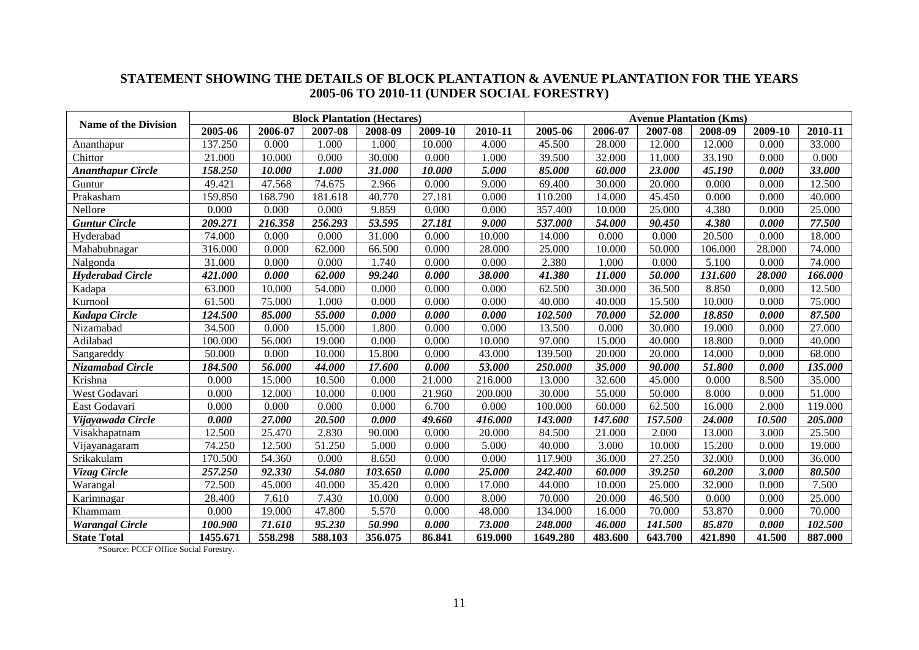## STATEMENT SHOWING THE DETAILS OF BLOCK PLANTATION & AVENUE PLANTATION FOR THE YEARS 2005-06 TO 2010-11 (UNDER SOCIAL FORESTRY)

| Name of the Division | Block Plantation (Hectares) | | | | | | Avenue Plantation (Kms) | | | | | |
|---|---|---|---|---|---|---|---|---|---|---|---|---|
| | 2005-06 | 2006-07 | 2007-08 | 2008-09 | 2009-10 | 2010-11 | 2005-06 | 2006-07 | 2007-08 | 2008-09 | 2009-10 | 2010-11 |
| Ananthapur | 137.250 | 0.000 | 1.000 | 1.000 | 10.000 | 4.000 | 45.500 | 28.000 | 12.000 | 12.000 | 0.000 | 33.000 |
| Chittor | 21.000 | 10.000 | 0.000 | 30.000 | 0.000 | 1.000 | 39.500 | 32.000 | 11.000 | 33.190 | 0.000 | 0.000 |
| ***Ananthapur Circle*** | ***158.250*** | ***10.000*** | ***1.000*** | ***31.000*** | ***10.000*** | ***5.000*** | ***85.000*** | ***60.000*** | ***23.000*** | ***45.190*** | ***0.000*** | ***33.000*** |
| Guntur | 49.421 | 47.568 | 74.675 | 2.966 | 0.000 | 9.000 | 69.400 | 30.000 | 20.000 | 0.000 | 0.000 | 12.500 |
| Prakasham | 159.850 | 168.790 | 181.618 | 40.770 | 27.181 | 0.000 | 110.200 | 14.000 | 45.450 | 0.000 | 0.000 | 40.000 |
| Nellore | 0.000 | 0.000 | 0.000 | 9.859 | 0.000 | 0.000 | 357.400 | 10.000 | 25.000 | 4.380 | 0.000 | 25.000 |
| ***Guntur Circle*** | ***209.271*** | ***216.358*** | ***256.293*** | ***53.595*** | ***27.181*** | ***9.000*** | ***537.000*** | ***54.000*** | ***90.450*** | ***4.380*** | ***0.000*** | ***77.500*** |
| Hyderabad | 74.000 | 0.000 | 0.000 | 31.000 | 0.000 | 10.000 | 14.000 | 0.000 | 0.000 | 20.500 | 0.000 | 18.000 |
| Mahabubnagar | 316.000 | 0.000 | 62.000 | 66.500 | 0.000 | 28.000 | 25.000 | 10.000 | 50.000 | 106.000 | 28.000 | 74.000 |
| Nalgonda | 31.000 | 0.000 | 0.000 | 1.740 | 0.000 | 0.000 | 2.380 | 1.000 | 0.000 | 5.100 | 0.000 | 74.000 |
| ***Hyderabad Circle*** | ***421.000*** | ***0.000*** | ***62.000*** | ***99.240*** | ***0.000*** | ***38.000*** | ***41.380*** | ***11.000*** | ***50.000*** | ***131.600*** | ***28.000*** | ***166.000*** |
| Kadapa | 63.000 | 10.000 | 54.000 | 0.000 | 0.000 | 0.000 | 62.500 | 30.000 | 36.500 | 8.850 | 0.000 | 12.500 |
| Kurnool | 61.500 | 75.000 | 1.000 | 0.000 | 0.000 | 0.000 | 40.000 | 40.000 | 15.500 | 10.000 | 0.000 | 75.000 |
| ***Kadapa Circle*** | ***124.500*** | ***85.000*** | ***55.000*** | ***0.000*** | ***0.000*** | ***0.000*** | ***102.500*** | ***70.000*** | ***52.000*** | ***18.850*** | ***0.000*** | ***87.500*** |
| Nizamabad | 34.500 | 0.000 | 15.000 | 1.800 | 0.000 | 0.000 | 13.500 | 0.000 | 30.000 | 19.000 | 0.000 | 27.000 |
| Adilabad | 100.000 | 56.000 | 19.000 | 0.000 | 0.000 | 10.000 | 97.000 | 15.000 | 40.000 | 18.800 | 0.000 | 40.000 |
| Sangareddy | 50.000 | 0.000 | 10.000 | 15.800 | 0.000 | 43.000 | 139.500 | 20.000 | 20.000 | 14.000 | 0.000 | 68.000 |
| ***Nizamabad Circle*** | ***184.500*** | ***56.000*** | ***44.000*** | ***17.600*** | ***0.000*** | ***53.000*** | ***250.000*** | ***35.000*** | ***90.000*** | ***51.800*** | ***0.000*** | ***135.000*** |
| Krishna | 0.000 | 15.000 | 10.500 | 0.000 | 21.000 | 216.000 | 13.000 | 32.600 | 45.000 | 0.000 | 8.500 | 35.000 |
| West Godavari | 0.000 | 12.000 | 10.000 | 0.000 | 21.960 | 200.000 | 30.000 | 55.000 | 50.000 | 8.000 | 0.000 | 51.000 |
| East Godavari | 0.000 | 0.000 | 0.000 | 0.000 | 6.700 | 0.000 | 100.000 | 60.000 | 62.500 | 16.000 | 2.000 | 119.000 |
| ***Vijayawada Circle*** | ***0.000*** | ***27.000*** | ***20.500*** | ***0.000*** | ***49.660*** | ***416.000*** | ***143.000*** | ***147.600*** | ***157.500*** | ***24.000*** | ***10.500*** | ***205.000*** |
| Visakhapatnam | 12.500 | 25.470 | 2.830 | 90.000 | 0.000 | 20.000 | 84.500 | 21.000 | 2.000 | 13.000 | 3.000 | 25.500 |
| Vijayanagaram | 74.250 | 12.500 | 51.250 | 5.000 | 0.000 | 5.000 | 40.000 | 3.000 | 10.000 | 15.200 | 0.000 | 19.000 |
| Srikakulam | 170.500 | 54.360 | 0.000 | 8.650 | 0.000 | 0.000 | 117.900 | 36.000 | 27.250 | 32.000 | 0.000 | 36.000 |
| ***Vizag Circle*** | ***257.250*** | ***92.330*** | ***54.080*** | ***103.650*** | ***0.000*** | ***25.000*** | ***242.400*** | ***60.000*** | ***39.250*** | ***60.200*** | ***3.000*** | ***80.500*** |
| Warangal | 72.500 | 45.000 | 40.000 | 35.420 | 0.000 | 17.000 | 44.000 | 10.000 | 25.000 | 32.000 | 0.000 | 7.500 |
| Karimnagar | 28.400 | 7.610 | 7.430 | 10.000 | 0.000 | 8.000 | 70.000 | 20.000 | 46.500 | 0.000 | 0.000 | 25.000 |
| Khammam | 0.000 | 19.000 | 47.800 | 5.570 | 0.000 | 48.000 | 134.000 | 16.000 | 70.000 | 53.870 | 0.000 | 70.000 |
| ***Warangal Circle*** | ***100.900*** | ***71.610*** | ***95.230*** | ***50.990*** | ***0.000*** | ***73.000*** | ***248.000*** | ***46.000*** | ***141.500*** | ***85.870*** | ***0.000*** | ***102.500*** |
| **State Total** | **1455.671** | **558.298** | **588.103** | **356.075** | **86.841** | **619.000** | **1649.280** | **483.600** | **643.700** | **421.890** | **41.500** | **887.000** |

*Source: PCCF Office Social Forestry.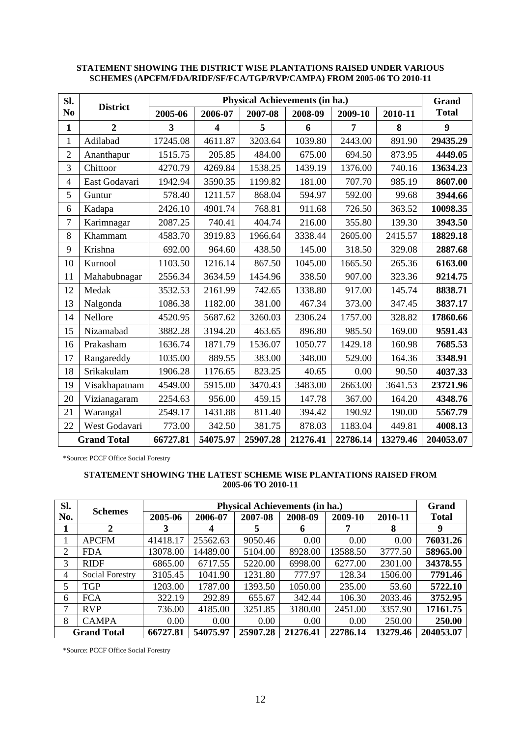**STATEMENT SHOWING THE DISTRICT WISE PLANTATIONS RAISED UNDER VARIOUS SCHEMES (APCFM/FDA/RIDF/SF/FCA/TGP/RVP/CAMPA) FROM 2005-06 TO 2010-11**

| Sl. No | District | Physical Achievements (in ha.) | | | | | | Grand Total |
|---|---|---|---|---|---|---|---|---|
| | | 2005-06 | 2006-07 | 2007-08 | 2008-09 | 2009-10 | 2010-11 | |
| **1** | **2** | **3** | **4** | **5** | **6** | **7** | **8** | **9** |
| 1 | Adilabad | 17245.08 | 4611.87 | 3203.64 | 1039.80 | 2443.00 | 891.90 | **29435.29** |
| 2 | Ananthapur | 1515.75 | 205.85 | 484.00 | 675.00 | 694.50 | 873.95 | **4449.05** |
| 3 | Chittoor | 4270.79 | 4269.84 | 1538.25 | 1439.19 | 1376.00 | 740.16 | **13634.23** |
| 4 | East Godavari | 1942.94 | 3590.35 | 1199.82 | 181.00 | 707.70 | 985.19 | **8607.00** |
| 5 | Guntur | 578.40 | 1211.57 | 868.04 | 594.97 | 592.00 | 99.68 | **3944.66** |
| 6 | Kadapa | 2426.10 | 4901.74 | 768.81 | 911.68 | 726.50 | 363.52 | **10098.35** |
| 7 | Karimnagar | 2087.25 | 740.41 | 404.74 | 216.00 | 355.80 | 139.30 | **3943.50** |
| 8 | Khammam | 4583.70 | 3919.83 | 1966.64 | 3338.44 | 2605.00 | 2415.57 | **18829.18** |
| 9 | Krishna | 692.00 | 964.60 | 438.50 | 145.00 | 318.50 | 329.08 | **2887.68** |
| 10 | Kurnool | 1103.50 | 1216.14 | 867.50 | 1045.00 | 1665.50 | 265.36 | **6163.00** |
| 11 | Mahabubnagar | 2556.34 | 3634.59 | 1454.96 | 338.50 | 907.00 | 323.36 | **9214.75** |
| 12 | Medak | 3532.53 | 2161.99 | 742.65 | 1338.80 | 917.00 | 145.74 | **8838.71** |
| 13 | Nalgonda | 1086.38 | 1182.00 | 381.00 | 467.34 | 373.00 | 347.45 | **3837.17** |
| 14 | Nellore | 4520.95 | 5687.62 | 3260.03 | 2306.24 | 1757.00 | 328.82 | **17860.66** |
| 15 | Nizamabad | 3882.28 | 3194.20 | 463.65 | 896.80 | 985.50 | 169.00 | **9591.43** |
| 16 | Prakasham | 1636.74 | 1871.79 | 1536.07 | 1050.77 | 1429.18 | 160.98 | **7685.53** |
| 17 | Rangareddy | 1035.00 | 889.55 | 383.00 | 348.00 | 529.00 | 164.36 | **3348.91** |
| 18 | Srikakulam | 1906.28 | 1176.65 | 823.25 | 40.65 | 0.00 | 90.50 | **4037.33** |
| 19 | Visakhapatnam | 4549.00 | 5915.00 | 3470.43 | 3483.00 | 2663.00 | 3641.53 | **23721.96** |
| 20 | Vizianagaram | 2254.63 | 956.00 | 459.15 | 147.78 | 367.00 | 164.20 | **4348.76** |
| 21 | Warangal | 2549.17 | 1431.88 | 811.40 | 394.42 | 190.92 | 190.00 | **5567.79** |
| 22 | West Godavari | 773.00 | 342.50 | 381.75 | 878.03 | 1183.04 | 449.81 | **4008.13** |
| **Grand Total** | | **66727.81** | **54075.97** | **25907.28** | **21276.41** | **22786.14** | **13279.46** | **204053.07** |

*Source: PCCF Office Social Forestry

**STATEMENT SHOWING THE LATEST SCHEME WISE PLANTATIONS RAISED FROM 2005-06 TO 2010-11**

| Sl. No. | Schemes | Physical Achievements (in ha.) | | | | | | Grand Total |
|---|---|---|---|---|---|---|---|---|
| | | 2005-06 | 2006-07 | 2007-08 | 2008-09 | 2009-10 | 2010-11 | |
| **1** | **2** | **3** | **4** | **5** | **6** | **7** | **8** | **9** |
| 1 | APCFM | 41418.17 | 25562.63 | 9050.46 | 0.00 | 0.00 | 0.00 | **76031.26** |
| 2 | FDA | 13078.00 | 14489.00 | 5104.00 | 8928.00 | 13588.50 | 3777.50 | **58965.00** |
| 3 | RIDF | 6865.00 | 6717.55 | 5220.00 | 6998.00 | 6277.00 | 2301.00 | **34378.55** |
| 4 | Social Forestry | 3105.45 | 1041.90 | 1231.80 | 777.97 | 128.34 | 1506.00 | **7791.46** |
| 5 | TGP | 1203.00 | 1787.00 | 1393.50 | 1050.00 | 235.00 | 53.60 | **5722.10** |
| 6 | FCA | 322.19 | 292.89 | 655.67 | 342.44 | 106.30 | 2033.46 | **3752.95** |
| 7 | RVP | 736.00 | 4185.00 | 3251.85 | 3180.00 | 2451.00 | 3357.90 | **17161.75** |
| 8 | CAMPA | 0.00 | 0.00 | 0.00 | 0.00 | 0.00 | 250.00 | **250.00** |
| **Grand Total** | | **66727.81** | **54075.97** | **25907.28** | **21276.41** | **22786.14** | **13279.46** | **204053.07** |

*Source: PCCF Office Social Forestry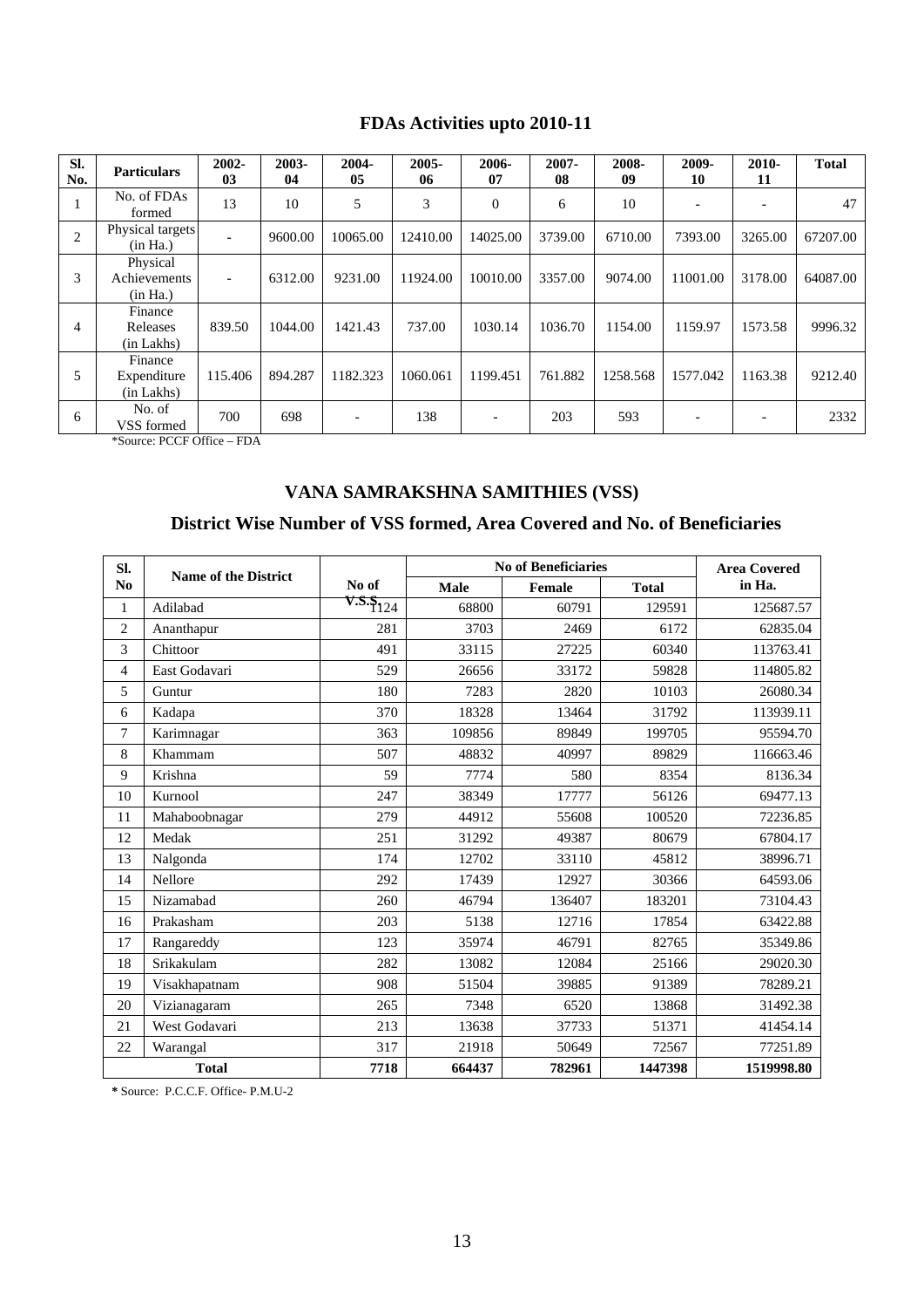## FDAs Activities upto 2010-11

| Sl. No. | Particulars | 2002-03 | 2003-04 | 2004-05 | 2005-06 | 2006-07 | 2007-08 | 2008-09 | 2009-10 | 2010-11 | Total |
|---|---|---|---|---|---|---|---|---|---|---|---|
| 1 | No. of FDAs formed | 13 | 10 | 5 | 3 | 0 | 6 | 10 | - | - | 47 |
| 2 | Physical targets (in Ha.) | - | 9600.00 | 10065.00 | 12410.00 | 14025.00 | 3739.00 | 6710.00 | 7393.00 | 3265.00 | 67207.00 |
| 3 | Physical Achievements (in Ha.) | - | 6312.00 | 9231.00 | 11924.00 | 10010.00 | 3357.00 | 9074.00 | 11001.00 | 3178.00 | 64087.00 |
| 4 | Finance Releases (in Lakhs) | 839.50 | 1044.00 | 1421.43 | 737.00 | 1030.14 | 1036.70 | 1154.00 | 1159.97 | 1573.58 | 9996.32 |
| 5 | Finance Expenditure (in Lakhs) | 115.406 | 894.287 | 1182.323 | 1060.061 | 1199.451 | 761.882 | 1258.568 | 1577.042 | 1163.38 | 9212.40 |
| 6 | No. of VSS formed | 700 | 698 | - | 138 | - | 203 | 593 | - | - | 2332 |

*Source: PCCF Office – FDA

## VANA SAMRAKSHNA SAMITHIES (VSS)

### District Wise Number of VSS formed, Area Covered and No. of Beneficiaries

| Sl. No | Name of the District | No of V.S.S | No of Beneficiaries | | | Area Covered in Ha. |
|---|---|---|---|---|---|---|
| | | | Male | Female | Total | |
| 1 | Adilabad | 1124 | 68800 | 60791 | 129591 | 125687.57 |
| 2 | Ananthapur | 281 | 3703 | 2469 | 6172 | 62835.04 |
| 3 | Chittoor | 491 | 33115 | 27225 | 60340 | 113763.41 |
| 4 | East Godavari | 529 | 26656 | 33172 | 59828 | 114805.82 |
| 5 | Guntur | 180 | 7283 | 2820 | 10103 | 26080.34 |
| 6 | Kadapa | 370 | 18328 | 13464 | 31792 | 113939.11 |
| 7 | Karimnagar | 363 | 109856 | 89849 | 199705 | 95594.70 |
| 8 | Khammam | 507 | 48832 | 40997 | 89829 | 116663.46 |
| 9 | Krishna | 59 | 7774 | 580 | 8354 | 8136.34 |
| 10 | Kurnool | 247 | 38349 | 17777 | 56126 | 69477.13 |
| 11 | Mahaboobnagar | 279 | 44912 | 55608 | 100520 | 72236.85 |
| 12 | Medak | 251 | 31292 | 49387 | 80679 | 67804.17 |
| 13 | Nalgonda | 174 | 12702 | 33110 | 45812 | 38996.71 |
| 14 | Nellore | 292 | 17439 | 12927 | 30366 | 64593.06 |
| 15 | Nizamabad | 260 | 46794 | 136407 | 183201 | 73104.43 |
| 16 | Prakasham | 203 | 5138 | 12716 | 17854 | 63422.88 |
| 17 | Rangareddy | 123 | 35974 | 46791 | 82765 | 35349.86 |
| 18 | Srikakulam | 282 | 13082 | 12084 | 25166 | 29020.30 |
| 19 | Visakhapatnam | 908 | 51504 | 39885 | 91389 | 78289.21 |
| 20 | Vizianagaram | 265 | 7348 | 6520 | 13868 | 31492.38 |
| 21 | West Godavari | 213 | 13638 | 37733 | 51371 | 41454.14 |
| 22 | Warangal | 317 | 21918 | 50649 | 72567 | 77251.89 |
| | **Total** | **7718** | **664437** | **782961** | **1447398** | **1519998.80** |

**\*** Source: P.C.C.F. Office- P.M.U-2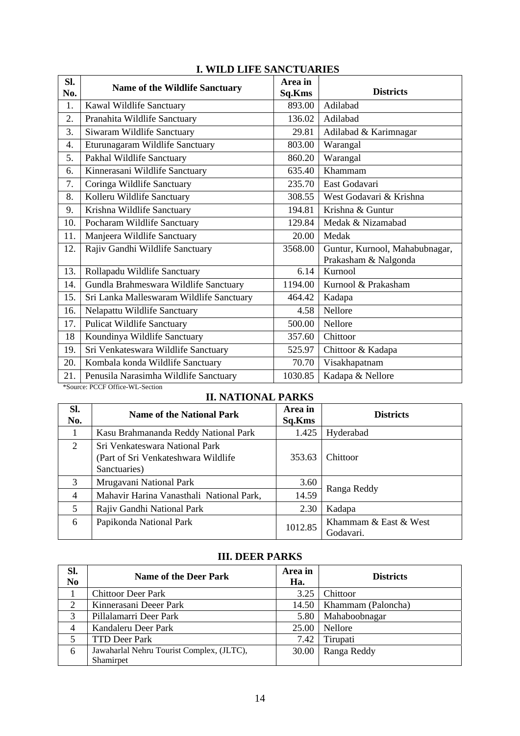## I. WILD LIFE SANCTUARIES

| Sl. No. | Name of the Wildlife Sanctuary | Area in Sq.Kms | Districts |
|---|---|---|---|
| 1. | Kawal Wildlife Sanctuary | 893.00 | Adilabad |
| 2. | Pranahita Wildlife Sanctuary | 136.02 | Adilabad |
| 3. | Siwaram Wildlife Sanctuary | 29.81 | Adilabad & Karimnagar |
| 4. | Eturunagaram Wildlife Sanctuary | 803.00 | Warangal |
| 5. | Pakhal Wildlife Sanctuary | 860.20 | Warangal |
| 6. | Kinnerasani Wildlife Sanctuary | 635.40 | Khammam |
| 7. | Coringa Wildlife Sanctuary | 235.70 | East Godavari |
| 8. | Kolleru Wildlife Sanctuary | 308.55 | West Godavari & Krishna |
| 9. | Krishna Wildlife Sanctuary | 194.81 | Krishna & Guntur |
| 10. | Pocharam Wildlife Sanctuary | 129.84 | Medak & Nizamabad |
| 11. | Manjeera Wildlife Sanctuary | 20.00 | Medak |
| 12. | Rajiv Gandhi Wildlife Sanctuary | 3568.00 | Guntur, Kurnool, Mahabubnagar, Prakasham & Nalgonda |
| 13. | Rollapadu Wildlife Sanctuary | 6.14 | Kurnool |
| 14. | Gundla Brahmeswara Wildlife Sanctuary | 1194.00 | Kurnool & Prakasham |
| 15. | Sri Lanka Malleswaram Wildlife Sanctuary | 464.42 | Kadapa |
| 16. | Nelapattu Wildlife Sanctuary | 4.58 | Nellore |
| 17. | Pulicat Wildlife Sanctuary | 500.00 | Nellore |
| 18 | Koundinya Wildlife Sanctuary | 357.60 | Chittoor |
| 19. | Sri Venkateswara Wildlife Sanctuary | 525.97 | Chittoor & Kadapa |
| 20. | Kombala konda Wildlife Sanctuary | 70.70 | Visakhapatnam |
| 21. | Penusila Narasimha Wildlife Sanctuary | 1030.85 | Kadapa & Nellore |

*Source: PCCF Office-WL-Section

## II. NATIONAL PARKS

| Sl. No. | Name of the National Park | Area in Sq.Kms | Districts |
|---|---|---|---|
| 1 | Kasu Brahmananda Reddy National Park | 1.425 | Hyderabad |
| 2 | Sri Venkateswara National Park (Part of Sri Venkateshwara Wildlife Sanctuaries) | 353.63 | Chittoor |
| 3 | Mrugavani National Park | 3.60 | Ranga Reddy |
| 4 | Mahavir Harina Vanasthali National Park, | 14.59 | |
| 5 | Rajiv Gandhi National Park | 2.30 | Kadapa |
| 6 | Papikonda National Park | 1012.85 | Khammam & East & West Godavari. |

## III. DEER PARKS

| Sl. No | Name of the Deer Park | Area in Ha. | Districts |
|---|---|---|---|
| 1 | Chittoor Deer Park | 3.25 | Chittoor |
| 2 | Kinnerasani Deeer Park | 14.50 | Khammam (Paloncha) |
| 3 | Pillalamarri Deer Park | 5.80 | Mahaboobnagar |
| 4 | Kandaleru Deer Park | 25.00 | Nellore |
| 5 | TTD Deer Park | 7.42 | Tirupati |
| 6 | Jawaharlal Nehru Tourist Complex, (JLTC), Shamirpet | 30.00 | Ranga Reddy |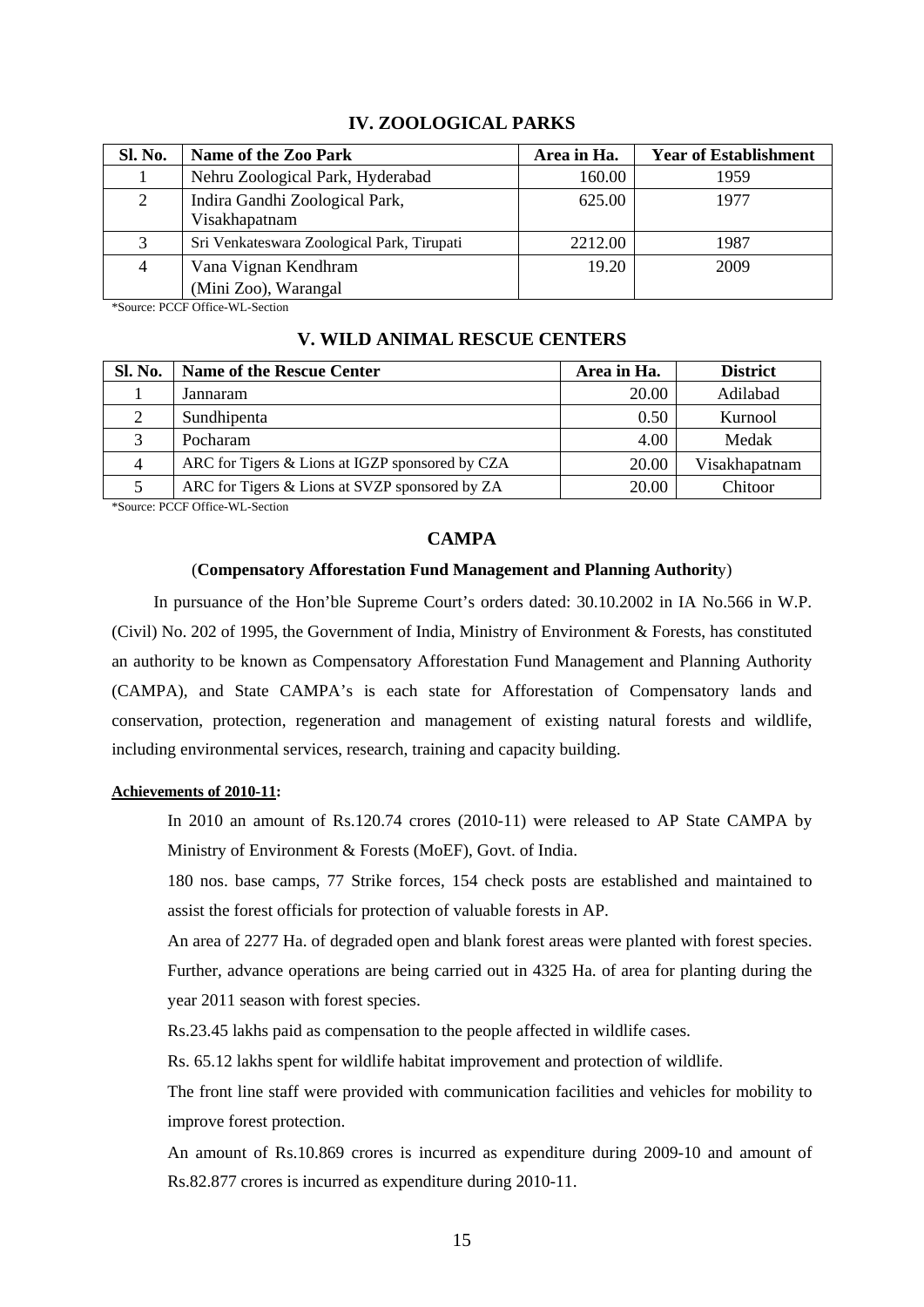## IV. ZOOLOGICAL PARKS

| Sl. No. | Name of the Zoo Park | Area in Ha. | Year of Establishment |
|---|---|---|---|
| 1 | Nehru Zoological Park, Hyderabad | 160.00 | 1959 |
| 2 | Indira Gandhi Zoological Park, Visakhapatnam | 625.00 | 1977 |
| 3 | Sri Venkateswara Zoological Park, Tirupati | 2212.00 | 1987 |
| 4 | Vana Vignan Kendhram (Mini Zoo), Warangal | 19.20 | 2009 |

*Source: PCCF Office-WL-Section

## V. WILD ANIMAL RESCUE CENTERS

| Sl. No. | Name of the Rescue Center | Area in Ha. | District |
|---|---|---|---|
| 1 | Jannaram | 20.00 | Adilabad |
| 2 | Sundhipenta | 0.50 | Kurnool |
| 3 | Pocharam | 4.00 | Medak |
| 4 | ARC for Tigers & Lions at IGZP sponsored by CZA | 20.00 | Visakhapatnam |
| 5 | ARC for Tigers & Lions at SVZP sponsored by ZA | 20.00 | Chitoor |

*Source: PCCF Office-WL-Section

## CAMPA

(**Compensatory Afforestation Fund Management and Planning Authorit**y)

In pursuance of the Hon'ble Supreme Court's orders dated: 30.10.2002 in IA No.566 in W.P. (Civil) No. 202 of 1995, the Government of India, Ministry of Environment & Forests, has constituted an authority to be known as Compensatory Afforestation Fund Management and Planning Authority (CAMPA), and State CAMPA's is each state for Afforestation of Compensatory lands and conservation, protection, regeneration and management of existing natural forests and wildlife, including environmental services, research, training and capacity building.

**Achievements of 2010-11:**

In 2010 an amount of Rs.120.74 crores (2010-11) were released to AP State CAMPA by Ministry of Environment & Forests (MoEF), Govt. of India.

180 nos. base camps, 77 Strike forces, 154 check posts are established and maintained to assist the forest officials for protection of valuable forests in AP.

An area of 2277 Ha. of degraded open and blank forest areas were planted with forest species. Further, advance operations are being carried out in 4325 Ha. of area for planting during the year 2011 season with forest species.

Rs.23.45 lakhs paid as compensation to the people affected in wildlife cases.

Rs. 65.12 lakhs spent for wildlife habitat improvement and protection of wildlife.

The front line staff were provided with communication facilities and vehicles for mobility to improve forest protection.

An amount of Rs.10.869 crores is incurred as expenditure during 2009-10 and amount of Rs.82.877 crores is incurred as expenditure during 2010-11.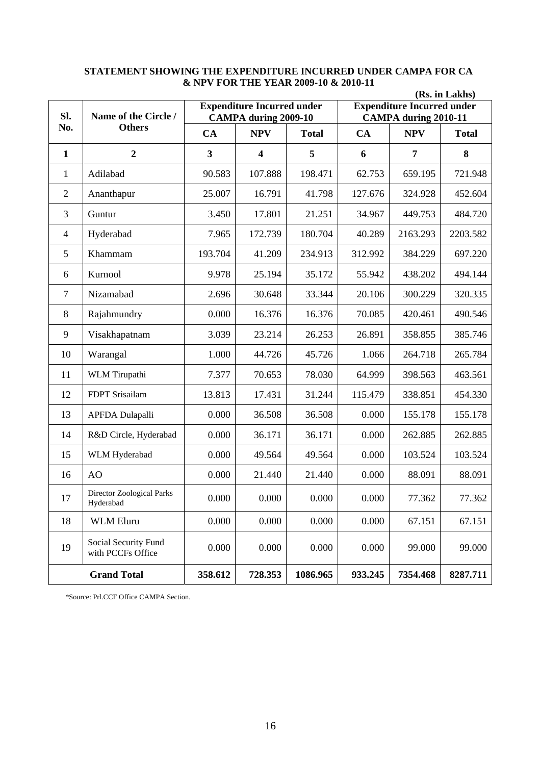**STATEMENT SHOWING THE EXPENDITURE INCURRED UNDER CAMPA FOR CA & NPV FOR THE YEAR 2009-10 & 2010-11**

**(Rs. in Lakhs)**

| Sl. No. | Name of the Circle / Others | Expenditure Incurred under CAMPA during 2009-10 | | | Expenditure Incurred under CAMPA during 2010-11 | | |
|---|---|---|---|---|---|---|---|
| | | CA | NPV | Total | CA | NPV | Total |
| **1** | **2** | **3** | **4** | **5** | **6** | **7** | **8** |
| 1 | Adilabad | 90.583 | 107.888 | 198.471 | 62.753 | 659.195 | 721.948 |
| 2 | Ananthapur | 25.007 | 16.791 | 41.798 | 127.676 | 324.928 | 452.604 |
| 3 | Guntur | 3.450 | 17.801 | 21.251 | 34.967 | 449.753 | 484.720 |
| 4 | Hyderabad | 7.965 | 172.739 | 180.704 | 40.289 | 2163.293 | 2203.582 |
| 5 | Khammam | 193.704 | 41.209 | 234.913 | 312.992 | 384.229 | 697.220 |
| 6 | Kurnool | 9.978 | 25.194 | 35.172 | 55.942 | 438.202 | 494.144 |
| 7 | Nizamabad | 2.696 | 30.648 | 33.344 | 20.106 | 300.229 | 320.335 |
| 8 | Rajahmundry | 0.000 | 16.376 | 16.376 | 70.085 | 420.461 | 490.546 |
| 9 | Visakhapatnam | 3.039 | 23.214 | 26.253 | 26.891 | 358.855 | 385.746 |
| 10 | Warangal | 1.000 | 44.726 | 45.726 | 1.066 | 264.718 | 265.784 |
| 11 | WLM Tirupathi | 7.377 | 70.653 | 78.030 | 64.999 | 398.563 | 463.561 |
| 12 | FDPT Srisailam | 13.813 | 17.431 | 31.244 | 115.479 | 338.851 | 454.330 |
| 13 | APFDA Dulapalli | 0.000 | 36.508 | 36.508 | 0.000 | 155.178 | 155.178 |
| 14 | R&D Circle, Hyderabad | 0.000 | 36.171 | 36.171 | 0.000 | 262.885 | 262.885 |
| 15 | WLM Hyderabad | 0.000 | 49.564 | 49.564 | 0.000 | 103.524 | 103.524 |
| 16 | AO | 0.000 | 21.440 | 21.440 | 0.000 | 88.091 | 88.091 |
| 17 | Director Zoological Parks Hyderabad | 0.000 | 0.000 | 0.000 | 0.000 | 77.362 | 77.362 |
| 18 | WLM Eluru | 0.000 | 0.000 | 0.000 | 0.000 | 67.151 | 67.151 |
| 19 | Social Security Fund with PCCFs Office | 0.000 | 0.000 | 0.000 | 0.000 | 99.000 | 99.000 |
| | **Grand Total** | **358.612** | **728.353** | **1086.965** | **933.245** | **7354.468** | **8287.711** |

*Source: Prl.CCF Office CAMPA Section.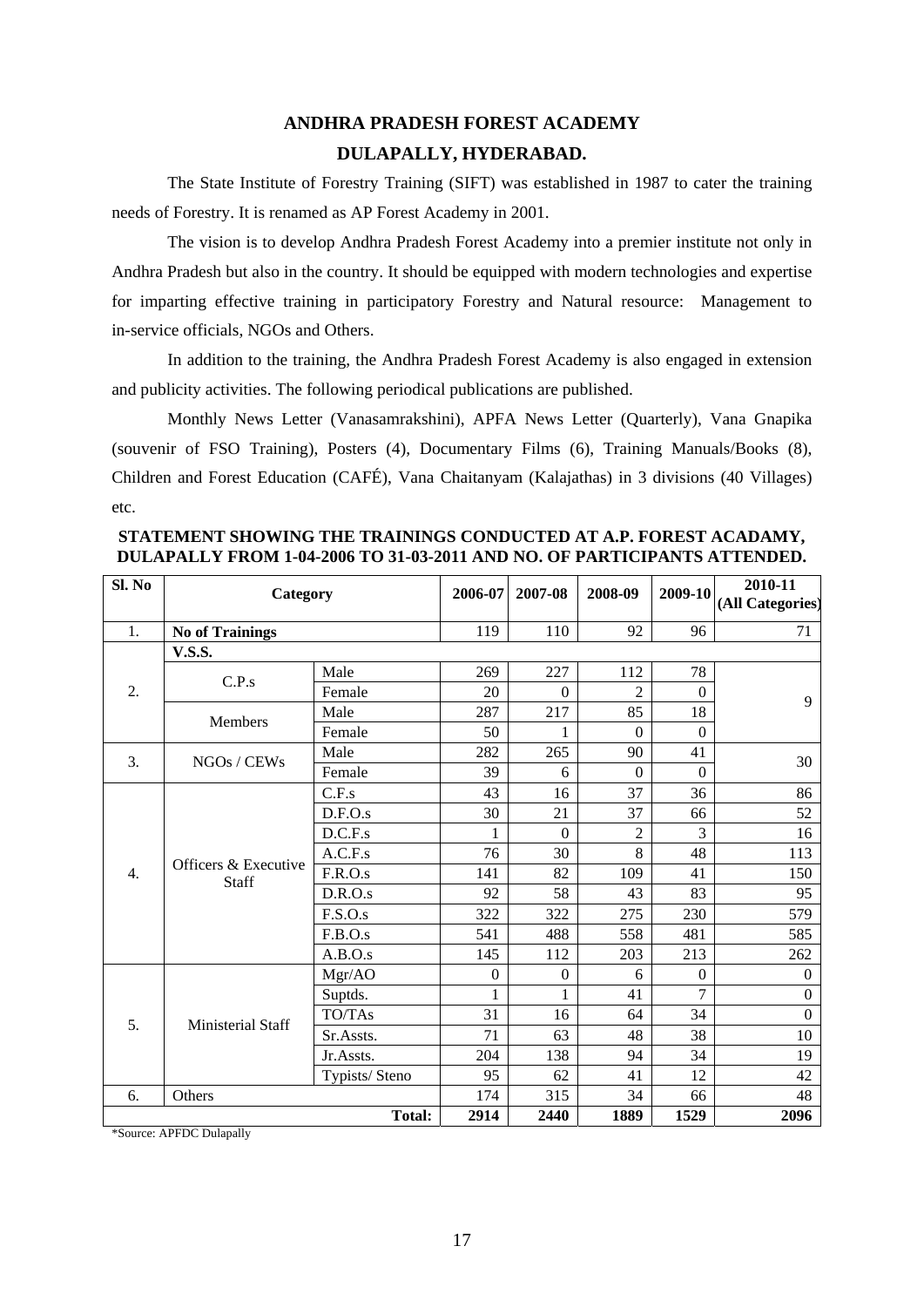# ANDHRA PRADESH FOREST ACADEMY

## DULAPALLY, HYDERABAD.

The State Institute of Forestry Training (SIFT) was established in 1987 to cater the training needs of Forestry. It is renamed as AP Forest Academy in 2001.

The vision is to develop Andhra Pradesh Forest Academy into a premier institute not only in Andhra Pradesh but also in the country. It should be equipped with modern technologies and expertise for imparting effective training in participatory Forestry and Natural resource: Management to in-service officials, NGOs and Others.

In addition to the training, the Andhra Pradesh Forest Academy is also engaged in extension and publicity activities. The following periodical publications are published.

Monthly News Letter (Vanasamrakshini), APFA News Letter (Quarterly), Vana Gnapika (souvenir of FSO Training), Posters (4), Documentary Films (6), Training Manuals/Books (8), Children and Forest Education (CAFÉ), Vana Chaitanyam (Kalajathas) in 3 divisions (40 Villages) etc.

**STATEMENT SHOWING THE TRAININGS CONDUCTED AT A.P. FOREST ACADAMY, DULAPALLY FROM 1-04-2006 TO 31-03-2011 AND NO. OF PARTICIPANTS ATTENDED.**

| Sl. No | Category | | 2006-07 | 2007-08 | 2008-09 | 2009-10 | 2010-11 (All Categories) |
|---|---|---|---|---|---|---|---|
| 1. | **No of Trainings** | | 119 | 110 | 92 | 96 | 71 |
| 2. | **V.S.S.** | | | | | | |
| | C.P.s | Male | 269 | 227 | 112 | 78 | 9 |
| | | Female | 20 | 0 | 2 | 0 | |
| | Members | Male | 287 | 217 | 85 | 18 | |
| | | Female | 50 | 1 | 0 | 0 | |
| 3. | NGOs / CEWs | Male | 282 | 265 | 90 | 41 | 30 |
| | | Female | 39 | 6 | 0 | 0 | |
| 4. | Officers & Executive Staff | C.F.s | 43 | 16 | 37 | 36 | 86 |
| | | D.F.O.s | 30 | 21 | 37 | 66 | 52 |
| | | D.C.F.s | 1 | 0 | 2 | 3 | 16 |
| | | A.C.F.s | 76 | 30 | 8 | 48 | 113 |
| | | F.R.O.s | 141 | 82 | 109 | 41 | 150 |
| | | D.R.O.s | 92 | 58 | 43 | 83 | 95 |
| | | F.S.O.s | 322 | 322 | 275 | 230 | 579 |
| | | F.B.O.s | 541 | 488 | 558 | 481 | 585 |
| | | A.B.O.s | 145 | 112 | 203 | 213 | 262 |
| 5. | Ministerial Staff | Mgr/AO | 0 | 0 | 6 | 0 | 0 |
| | | Suptds. | 1 | 1 | 41 | 7 | 0 |
| | | TO/TAs | 31 | 16 | 64 | 34 | 0 |
| | | Sr.Assts. | 71 | 63 | 48 | 38 | 10 |
| | | Jr.Assts. | 204 | 138 | 94 | 34 | 19 |
| | | Typists/ Steno | 95 | 62 | 41 | 12 | 42 |
| 6. | Others | | 174 | 315 | 34 | 66 | 48 |
| | | **Total:** | **2914** | **2440** | **1889** | **1529** | **2096** |

*Source: APFDC Dulapally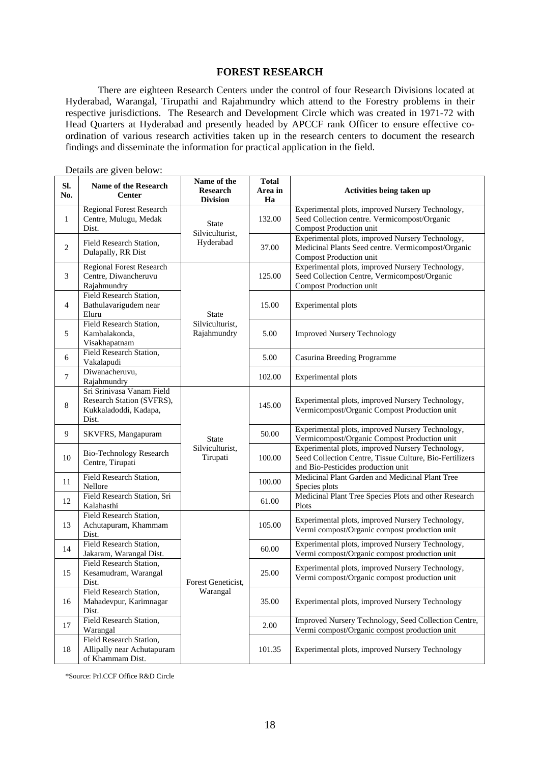## FOREST RESEARCH

There are eighteen Research Centers under the control of four Research Divisions located at Hyderabad, Warangal, Tirupathi and Rajahmundry which attend to the Forestry problems in their respective jurisdictions. The Research and Development Circle which was created in 1971-72 with Head Quarters at Hyderabad and presently headed by APCCF rank Officer to ensure effective co-ordination of various research activities taken up in the research centers to document the research findings and disseminate the information for practical application in the field.

Details are given below:

| Sl. No. | Name of the Research Center | Name of the Research Division | Total Area in Ha | Activities being taken up |
|---|---|---|---|---|
| 1 | Regional Forest Research Centre, Mulugu, Medak Dist. | State Silviculturist, Hyderabad | 132.00 | Experimental plots, improved Nursery Technology, Seed Collection centre. Vermicompost/Organic Compost Production unit |
| 2 | Field Research Station, Dulapally, RR Dist | | 37.00 | Experimental plots, improved Nursery Technology, Medicinal Plants Seed centre. Vermicompost/Organic Compost Production unit |
| 3 | Regional Forest Research Centre, Diwancheruvu Rajahmundry | State Silviculturist, Rajahmundry | 125.00 | Experimental plots, improved Nursery Technology, Seed Collection Centre, Vermicompost/Organic Compost Production unit |
| 4 | Field Research Station, Bathulavarigudem near Eluru | | 15.00 | Experimental plots |
| 5 | Field Research Station, Kambalakonda, Visakhapatnam | | 5.00 | Improved Nursery Technology |
| 6 | Field Research Station, Vakalapudi | | 5.00 | Casurina Breeding Programme |
| 7 | Diwanacheruvu, Rajahmundry | | 102.00 | Experimental plots |
| 8 | Sri Srinivasa Vanam Field Research Station (SVFRS), Kukkaladoddi, Kadapa, Dist. | State Silviculturist, Tirupati | 145.00 | Experimental plots, improved Nursery Technology, Vermicompost/Organic Compost Production unit |
| 9 | SKVFRS, Mangapuram | | 50.00 | Experimental plots, improved Nursery Technology, Vermicompost/Organic Compost Production unit |
| 10 | Bio-Technology Research Centre, Tirupati | | 100.00 | Experimental plots, improved Nursery Technology, Seed Collection Centre, Tissue Culture, Bio-Fertilizers and Bio-Pesticides production unit |
| 11 | Field Research Station, Nellore | | 100.00 | Medicinal Plant Garden and Medicinal Plant Tree Species plots |
| 12 | Field Research Station, Sri Kalahasthi | | 61.00 | Medicinal Plant Tree Species Plots and other Research Plots |
| 13 | Field Research Station, Achutapuram, Khammam Dist. | Forest Geneticist, Warangal | 105.00 | Experimental plots, improved Nursery Technology, Vermi compost/Organic compost production unit |
| 14 | Field Research Station, Jakaram, Warangal Dist. | | 60.00 | Experimental plots, improved Nursery Technology, Vermi compost/Organic compost production unit |
| 15 | Field Research Station, Kesamudram, Warangal Dist. | | 25.00 | Experimental plots, improved Nursery Technology, Vermi compost/Organic compost production unit |
| 16 | Field Research Station, Mahadevpur, Karimnagar Dist. | | 35.00 | Experimental plots, improved Nursery Technology |
| 17 | Field Research Station, Warangal | | 2.00 | Improved Nursery Technology, Seed Collection Centre, Vermi compost/Organic compost production unit |
| 18 | Field Research Station, Allipally near Achutapuram of Khammam Dist. | | 101.35 | Experimental plots, improved Nursery Technology |

*Source: Prl.CCF Office R&D Circle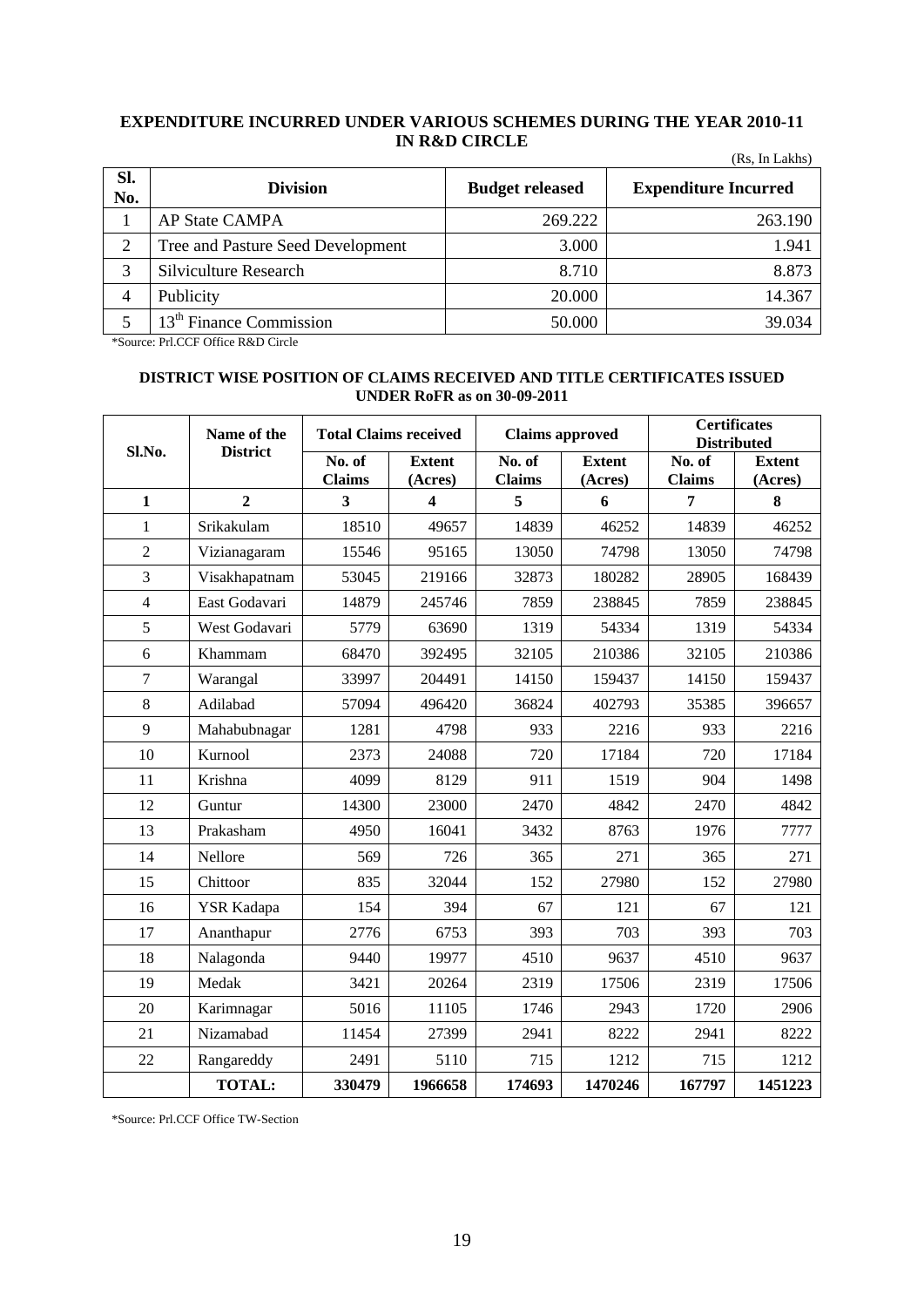## EXPENDITURE INCURRED UNDER VARIOUS SCHEMES DURING THE YEAR 2010-11 IN R&D CIRCLE

(Rs, In Lakhs)

| Sl. No. | Division | Budget released | Expenditure Incurred |
|---|---|---|---|
| 1 | AP State CAMPA | 269.222 | 263.190 |
| 2 | Tree and Pasture Seed Development | 3.000 | 1.941 |
| 3 | Silviculture Research | 8.710 | 8.873 |
| 4 | Publicity | 20.000 | 14.367 |
| 5 | 13th Finance Commission | 50.000 | 39.034 |

*Source: Prl.CCF Office R&D Circle

## DISTRICT WISE POSITION OF CLAIMS RECEIVED AND TITLE CERTIFICATES ISSUED UNDER RoFR as on 30-09-2011

| Sl.No. | Name of the District | Total Claims received | | Claims approved | | Certificates Distributed | |
|---|---|---|---|---|---|---|---|
| | | No. of Claims | Extent (Acres) | No. of Claims | Extent (Acres) | No. of Claims | Extent (Acres) |
| 1 | 2 | 3 | 4 | 5 | 6 | 7 | 8 |
| 1 | Srikakulam | 18510 | 49657 | 14839 | 46252 | 14839 | 46252 |
| 2 | Vizianagaram | 15546 | 95165 | 13050 | 74798 | 13050 | 74798 |
| 3 | Visakhapatnam | 53045 | 219166 | 32873 | 180282 | 28905 | 168439 |
| 4 | East Godavari | 14879 | 245746 | 7859 | 238845 | 7859 | 238845 |
| 5 | West Godavari | 5779 | 63690 | 1319 | 54334 | 1319 | 54334 |
| 6 | Khammam | 68470 | 392495 | 32105 | 210386 | 32105 | 210386 |
| 7 | Warangal | 33997 | 204491 | 14150 | 159437 | 14150 | 159437 |
| 8 | Adilabad | 57094 | 496420 | 36824 | 402793 | 35385 | 396657 |
| 9 | Mahabubnagar | 1281 | 4798 | 933 | 2216 | 933 | 2216 |
| 10 | Kurnool | 2373 | 24088 | 720 | 17184 | 720 | 17184 |
| 11 | Krishna | 4099 | 8129 | 911 | 1519 | 904 | 1498 |
| 12 | Guntur | 14300 | 23000 | 2470 | 4842 | 2470 | 4842 |
| 13 | Prakasham | 4950 | 16041 | 3432 | 8763 | 1976 | 7777 |
| 14 | Nellore | 569 | 726 | 365 | 271 | 365 | 271 |
| 15 | Chittoor | 835 | 32044 | 152 | 27980 | 152 | 27980 |
| 16 | YSR Kadapa | 154 | 394 | 67 | 121 | 67 | 121 |
| 17 | Ananthapur | 2776 | 6753 | 393 | 703 | 393 | 703 |
| 18 | Nalagonda | 9440 | 19977 | 4510 | 9637 | 4510 | 9637 |
| 19 | Medak | 3421 | 20264 | 2319 | 17506 | 2319 | 17506 |
| 20 | Karimnagar | 5016 | 11105 | 1746 | 2943 | 1720 | 2906 |
| 21 | Nizamabad | 11454 | 27399 | 2941 | 8222 | 2941 | 8222 |
| 22 | Rangareddy | 2491 | 5110 | 715 | 1212 | 715 | 1212 |
| | **TOTAL:** | **330479** | **1966658** | **174693** | **1470246** | **167797** | **1451223** |

*Source: Prl.CCF Office TW-Section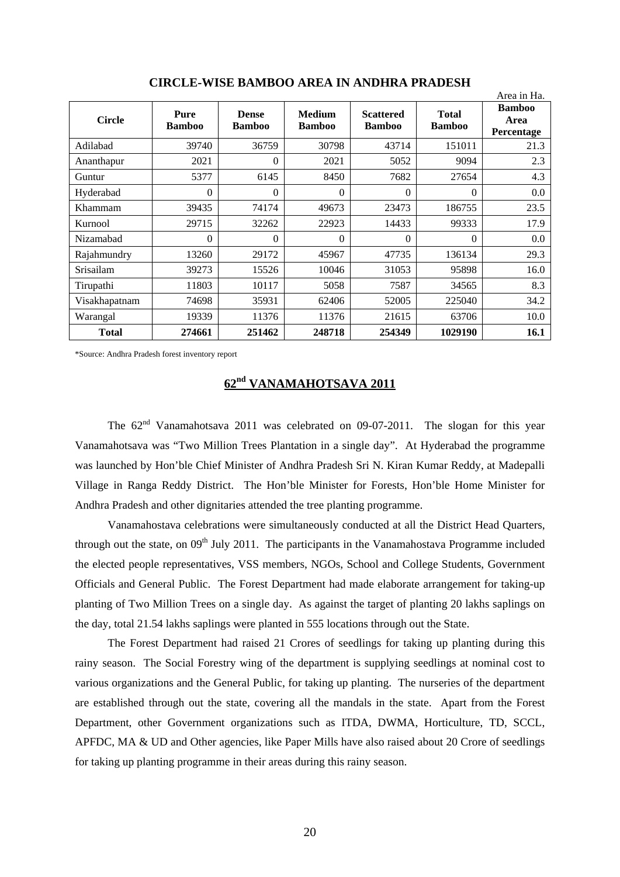## CIRCLE-WISE BAMBOO AREA IN ANDHRA PRADESH

Area in Ha.

| Circle | Pure Bamboo | Dense Bamboo | Medium Bamboo | Scattered Bamboo | Total Bamboo | Bamboo Area Percentage |
|---|---|---|---|---|---|---|
| Adilabad | 39740 | 36759 | 30798 | 43714 | 151011 | 21.3 |
| Ananthapur | 2021 | 0 | 2021 | 5052 | 9094 | 2.3 |
| Guntur | 5377 | 6145 | 8450 | 7682 | 27654 | 4.3 |
| Hyderabad | 0 | 0 | 0 | 0 | 0 | 0.0 |
| Khammam | 39435 | 74174 | 49673 | 23473 | 186755 | 23.5 |
| Kurnool | 29715 | 32262 | 22923 | 14433 | 99333 | 17.9 |
| Nizamabad | 0 | 0 | 0 | 0 | 0 | 0.0 |
| Rajahmundry | 13260 | 29172 | 45967 | 47735 | 136134 | 29.3 |
| Srisailam | 39273 | 15526 | 10046 | 31053 | 95898 | 16.0 |
| Tirupathi | 11803 | 10117 | 5058 | 7587 | 34565 | 8.3 |
| Visakhapatnam | 74698 | 35931 | 62406 | 52005 | 225040 | 34.2 |
| Warangal | 19339 | 11376 | 11376 | 21615 | 63706 | 10.0 |
| **Total** | **274661** | **251462** | **248718** | **254349** | **1029190** | **16.1** |

*Source: Andhra Pradesh forest inventory report

## 62nd VANAMAHOTSAVA 2011

The 62nd Vanamahotsava 2011 was celebrated on 09-07-2011. The slogan for this year Vanamahotsava was "Two Million Trees Plantation in a single day". At Hyderabad the programme was launched by Hon'ble Chief Minister of Andhra Pradesh Sri N. Kiran Kumar Reddy, at Madepalli Village in Ranga Reddy District. The Hon'ble Minister for Forests, Hon'ble Home Minister for Andhra Pradesh and other dignitaries attended the tree planting programme.

Vanamahostava celebrations were simultaneously conducted at all the District Head Quarters, through out the state, on 09th July 2011. The participants in the Vanamahostava Programme included the elected people representatives, VSS members, NGOs, School and College Students, Government Officials and General Public. The Forest Department had made elaborate arrangement for taking-up planting of Two Million Trees on a single day. As against the target of planting 20 lakhs saplings on the day, total 21.54 lakhs saplings were planted in 555 locations through out the State.

The Forest Department had raised 21 Crores of seedlings for taking up planting during this rainy season. The Social Forestry wing of the department is supplying seedlings at nominal cost to various organizations and the General Public, for taking up planting. The nurseries of the department are established through out the state, covering all the mandals in the state. Apart from the Forest Department, other Government organizations such as ITDA, DWMA, Horticulture, TD, SCCL, APFDC, MA & UD and Other agencies, like Paper Mills have also raised about 20 Crore of seedlings for taking up planting programme in their areas during this rainy season.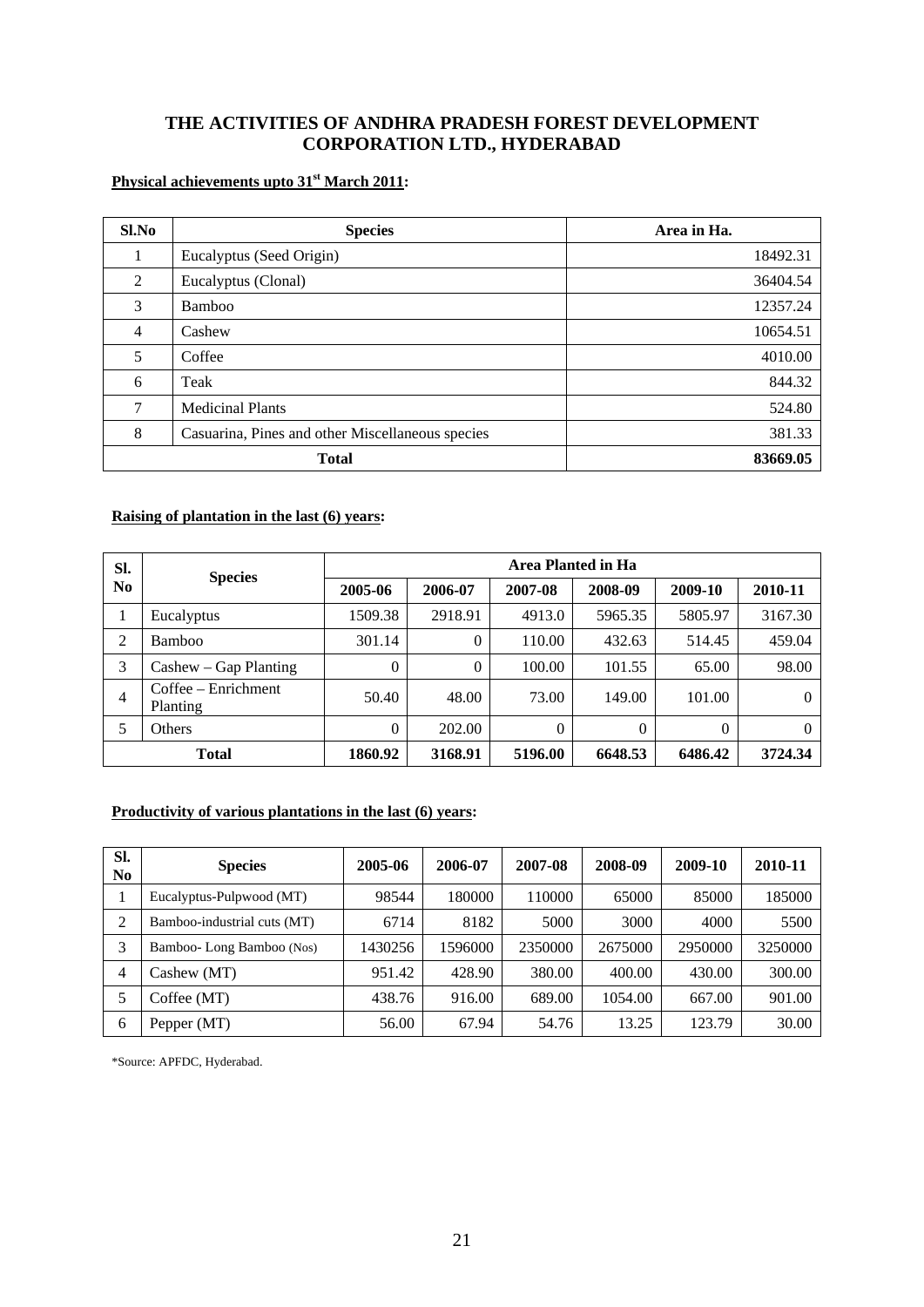# THE ACTIVITIES OF ANDHRA PRADESH FOREST DEVELOPMENT CORPORATION LTD., HYDERABAD

**Physical achievements upto 31[st] March 2011:**

| Sl.No | Species | Area in Ha. |
|---|---|---|
| 1 | Eucalyptus (Seed Origin) | 18492.31 |
| 2 | Eucalyptus (Clonal) | 36404.54 |
| 3 | Bamboo | 12357.24 |
| 4 | Cashew | 10654.51 |
| 5 | Coffee | 4010.00 |
| 6 | Teak | 844.32 |
| 7 | Medicinal Plants | 524.80 |
| 8 | Casuarina, Pines and other Miscellaneous species | 381.33 |
| | **Total** | **83669.05** |

**Raising of plantation in the last (6) years:**

| Sl. No | Species | Area Planted in Ha | | | | | |
|---|---|---|---|---|---|---|---|
| | | 2005-06 | 2006-07 | 2007-08 | 2008-09 | 2009-10 | 2010-11 |
| 1 | Eucalyptus | 1509.38 | 2918.91 | 4913.0 | 5965.35 | 5805.97 | 3167.30 |
| 2 | Bamboo | 301.14 | 0 | 110.00 | 432.63 | 514.45 | 459.04 |
| 3 | Cashew – Gap Planting | 0 | 0 | 100.00 | 101.55 | 65.00 | 98.00 |
| 4 | Coffee – Enrichment Planting | 50.40 | 48.00 | 73.00 | 149.00 | 101.00 | 0 |
| 5 | Others | 0 | 202.00 | 0 | 0 | 0 | 0 |
| | **Total** | **1860.92** | **3168.91** | **5196.00** | **6648.53** | **6486.42** | **3724.34** |

**Productivity of various plantations in the last (6) years:**

| Sl. No | Species | 2005-06 | 2006-07 | 2007-08 | 2008-09 | 2009-10 | 2010-11 |
|---|---|---|---|---|---|---|---|
| 1 | Eucalyptus-Pulpwood (MT) | 98544 | 180000 | 110000 | 65000 | 85000 | 185000 |
| 2 | Bamboo-industrial cuts (MT) | 6714 | 8182 | 5000 | 3000 | 4000 | 5500 |
| 3 | Bamboo- Long Bamboo (Nos) | 1430256 | 1596000 | 2350000 | 2675000 | 2950000 | 3250000 |
| 4 | Cashew (MT) | 951.42 | 428.90 | 380.00 | 400.00 | 430.00 | 300.00 |
| 5 | Coffee (MT) | 438.76 | 916.00 | 689.00 | 1054.00 | 667.00 | 901.00 |
| 6 | Pepper (MT) | 56.00 | 67.94 | 54.76 | 13.25 | 123.79 | 30.00 |

*Source: APFDC, Hyderabad.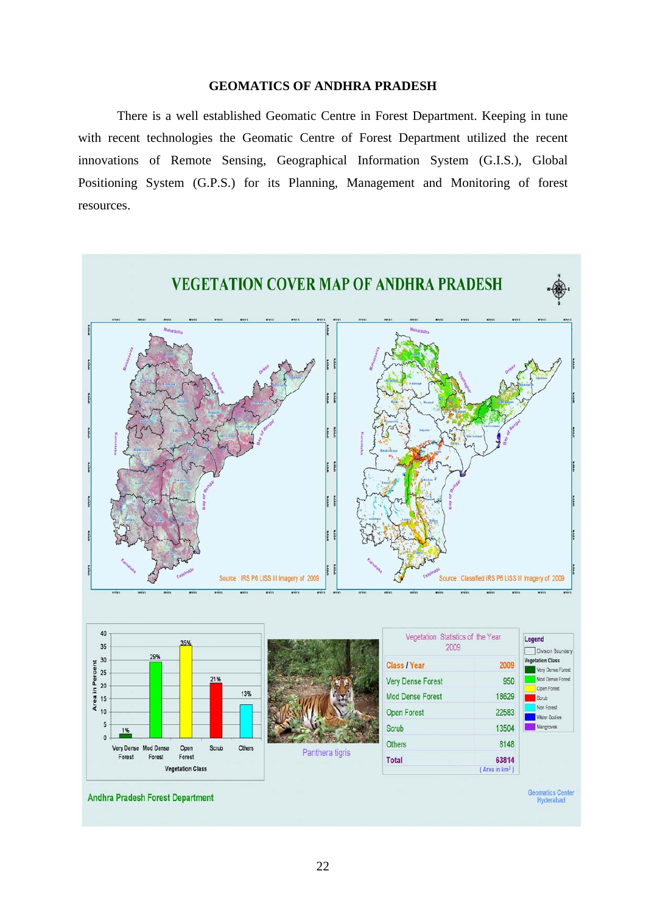# GEOMATICS OF ANDHRA PRADESH

There is a well established Geomatic Centre in Forest Department. Keeping in tune with recent technologies the Geomatic Centre of Forest Department utilized the recent innovations of Remote Sensing, Geographical Information System (G.I.S.), Global Positioning System (G.P.S.) for its Planning, Management and Monitoring of forest resources.

## VEGETATION COVER MAP OF ANDHRA PRADESH

Source : IRS P6 LISS III Imagery of 2009

Source : Classified IRS P6 LISS III Imagery of 2009

Vegetation Statistics of the Year 2009

| Class / Year | 2009 |
|---|---|
| Very Dense Forest | 950 |
| Mod Dense Forest | 18629 |
| Open Forest | 22583 |
| Scrub | 13504 |
| Others | 8148 |
| Total | 63814 |

(Area in km²)

Panthera tigris

Andhra Pradesh Forest Department

Geomatics Center Hyderabad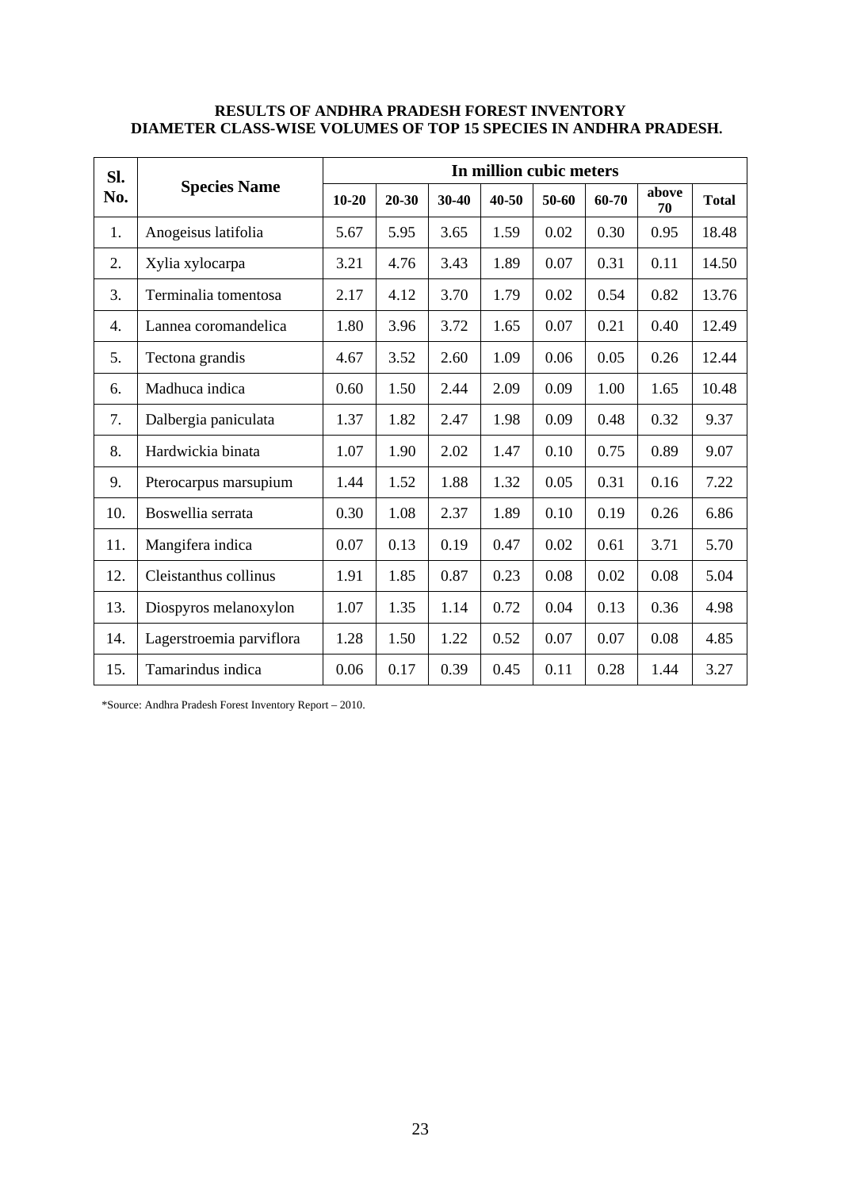**RESULTS OF ANDHRA PRADESH FOREST INVENTORY**
**DIAMETER CLASS-WISE VOLUMES OF TOP 15 SPECIES IN ANDHRA PRADESH.**

| Sl. No. | Species Name | In million cubic meters | | | | | | | |
|---|---|---|---|---|---|---|---|---|---|
| | | 10-20 | 20-30 | 30-40 | 40-50 | 50-60 | 60-70 | above 70 | Total |
| 1. | Anogeisus latifolia | 5.67 | 5.95 | 3.65 | 1.59 | 0.02 | 0.30 | 0.95 | 18.48 |
| 2. | Xylia xylocarpa | 3.21 | 4.76 | 3.43 | 1.89 | 0.07 | 0.31 | 0.11 | 14.50 |
| 3. | Terminalia tomentosa | 2.17 | 4.12 | 3.70 | 1.79 | 0.02 | 0.54 | 0.82 | 13.76 |
| 4. | Lannea coromandelica | 1.80 | 3.96 | 3.72 | 1.65 | 0.07 | 0.21 | 0.40 | 12.49 |
| 5. | Tectona grandis | 4.67 | 3.52 | 2.60 | 1.09 | 0.06 | 0.05 | 0.26 | 12.44 |
| 6. | Madhuca indica | 0.60 | 1.50 | 2.44 | 2.09 | 0.09 | 1.00 | 1.65 | 10.48 |
| 7. | Dalbergia paniculata | 1.37 | 1.82 | 2.47 | 1.98 | 0.09 | 0.48 | 0.32 | 9.37 |
| 8. | Hardwickia binata | 1.07 | 1.90 | 2.02 | 1.47 | 0.10 | 0.75 | 0.89 | 9.07 |
| 9. | Pterocarpus marsupium | 1.44 | 1.52 | 1.88 | 1.32 | 0.05 | 0.31 | 0.16 | 7.22 |
| 10. | Boswellia serrata | 0.30 | 1.08 | 2.37 | 1.89 | 0.10 | 0.19 | 0.26 | 6.86 |
| 11. | Mangifera indica | 0.07 | 0.13 | 0.19 | 0.47 | 0.02 | 0.61 | 3.71 | 5.70 |
| 12. | Cleistanthus collinus | 1.91 | 1.85 | 0.87 | 0.23 | 0.08 | 0.02 | 0.08 | 5.04 |
| 13. | Diospyros melanoxylon | 1.07 | 1.35 | 1.14 | 0.72 | 0.04 | 0.13 | 0.36 | 4.98 |
| 14. | Lagerstroemia parviflora | 1.28 | 1.50 | 1.22 | 0.52 | 0.07 | 0.07 | 0.08 | 4.85 |
| 15. | Tamarindus indica | 0.06 | 0.17 | 0.39 | 0.45 | 0.11 | 0.28 | 1.44 | 3.27 |

*Source: Andhra Pradesh Forest Inventory Report – 2010.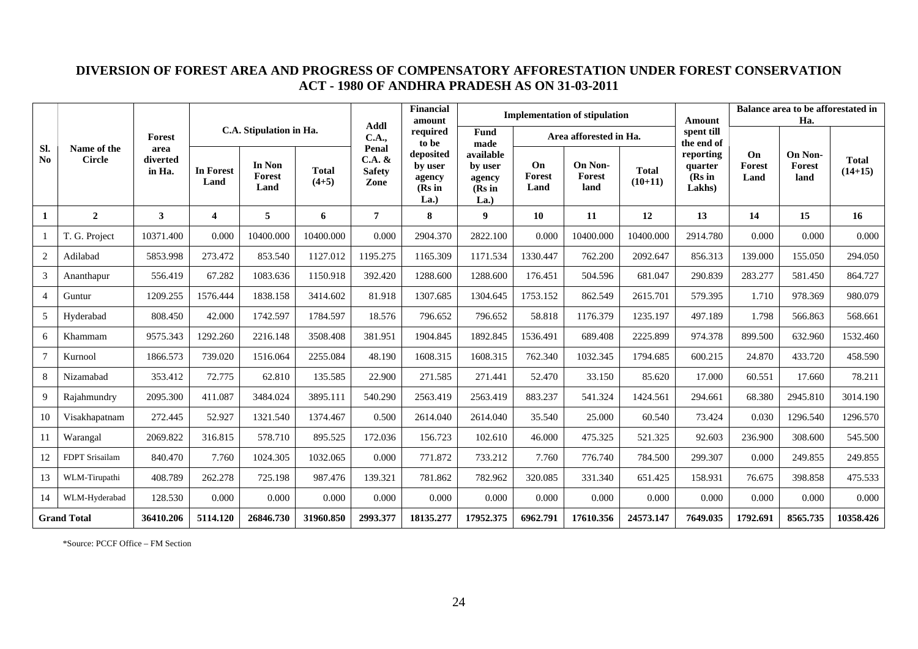# DIVERSION OF FOREST AREA AND PROGRESS OF COMPENSATORY AFFORESTATION UNDER FOREST CONSERVATION ACT - 1980 OF ANDHRA PRADESH AS ON 31-03-2011

| Sl. No | Name of the Circle | Forest area diverted in Ha. | C.A. Stipulation in Ha. | | | Addl C.A., Penal C.A. & Safety Zone | Financial amount required to be deposited by user agency (Rs in La.) | Implementation of stipulation | | | | Amount spent till the end of reporting quarter (Rs in Lakhs) | Balance area to be afforestated in Ha. | | |
|---|---|---|---|---|---|---|---|---|---|---|---|---|---|---|---|
| | | | In Forest Land | In Non Forest Land | Total (4+5) | | | Fund made available by user agency (Rs in La.) | Area afforested in Ha. | | | | On Forest Land | On Non-Forest land | Total (14+15) |
| | | | | | | | | | On Forest Land | On Non-Forest land | Total (10+11) | | | | |
| 1 | 2 | 3 | 4 | 5 | 6 | 7 | 8 | 9 | 10 | 11 | 12 | 13 | 14 | 15 | 16 |
| 1 | T. G. Project | 10371.400 | 0.000 | 10400.000 | 10400.000 | 0.000 | 2904.370 | 2822.100 | 0.000 | 10400.000 | 10400.000 | 2914.780 | 0.000 | 0.000 | 0.000 |
| 2 | Adilabad | 5853.998 | 273.472 | 853.540 | 1127.012 | 1195.275 | 1165.309 | 1171.534 | 1330.447 | 762.200 | 2092.647 | 856.313 | 139.000 | 155.050 | 294.050 |
| 3 | Ananthapur | 556.419 | 67.282 | 1083.636 | 1150.918 | 392.420 | 1288.600 | 1288.600 | 176.451 | 504.596 | 681.047 | 290.839 | 283.277 | 581.450 | 864.727 |
| 4 | Guntur | 1209.255 | 1576.444 | 1838.158 | 3414.602 | 81.918 | 1307.685 | 1304.645 | 1753.152 | 862.549 | 2615.701 | 579.395 | 1.710 | 978.369 | 980.079 |
| 5 | Hyderabad | 808.450 | 42.000 | 1742.597 | 1784.597 | 18.576 | 796.652 | 796.652 | 58.818 | 1176.379 | 1235.197 | 497.189 | 1.798 | 566.863 | 568.661 |
| 6 | Khammam | 9575.343 | 1292.260 | 2216.148 | 3508.408 | 381.951 | 1904.845 | 1892.845 | 1536.491 | 689.408 | 2225.899 | 974.378 | 899.500 | 632.960 | 1532.460 |
| 7 | Kurnool | 1866.573 | 739.020 | 1516.064 | 2255.084 | 48.190 | 1608.315 | 1608.315 | 762.340 | 1032.345 | 1794.685 | 600.215 | 24.870 | 433.720 | 458.590 |
| 8 | Nizamabad | 353.412 | 72.775 | 62.810 | 135.585 | 22.900 | 271.585 | 271.441 | 52.470 | 33.150 | 85.620 | 17.000 | 60.551 | 17.660 | 78.211 |
| 9 | Rajahmundry | 2095.300 | 411.087 | 3484.024 | 3895.111 | 540.290 | 2563.419 | 2563.419 | 883.237 | 541.324 | 1424.561 | 294.661 | 68.380 | 2945.810 | 3014.190 |
| 10 | Visakhapatnam | 272.445 | 52.927 | 1321.540 | 1374.467 | 0.500 | 2614.040 | 2614.040 | 35.540 | 25.000 | 60.540 | 73.424 | 0.030 | 1296.540 | 1296.570 |
| 11 | Warangal | 2069.822 | 316.815 | 578.710 | 895.525 | 172.036 | 156.723 | 102.610 | 46.000 | 475.325 | 521.325 | 92.603 | 236.900 | 308.600 | 545.500 |
| 12 | FDPT Srisailam | 840.470 | 7.760 | 1024.305 | 1032.065 | 0.000 | 771.872 | 733.212 | 7.760 | 776.740 | 784.500 | 299.307 | 0.000 | 249.855 | 249.855 |
| 13 | WLM-Tirupathi | 408.789 | 262.278 | 725.198 | 987.476 | 139.321 | 781.862 | 782.962 | 320.085 | 331.340 | 651.425 | 158.931 | 76.675 | 398.858 | 475.533 |
| 14 | WLM-Hyderabad | 128.530 | 0.000 | 0.000 | 0.000 | 0.000 | 0.000 | 0.000 | 0.000 | 0.000 | 0.000 | 0.000 | 0.000 | 0.000 | 0.000 |
| **Grand Total** | | **36410.206** | **5114.120** | **26846.730** | **31960.850** | **2993.377** | **18135.277** | **17952.375** | **6962.791** | **17610.356** | **24573.147** | **7649.035** | **1792.691** | **8565.735** | **10358.426** |

*Source: PCCF Office – FM Section